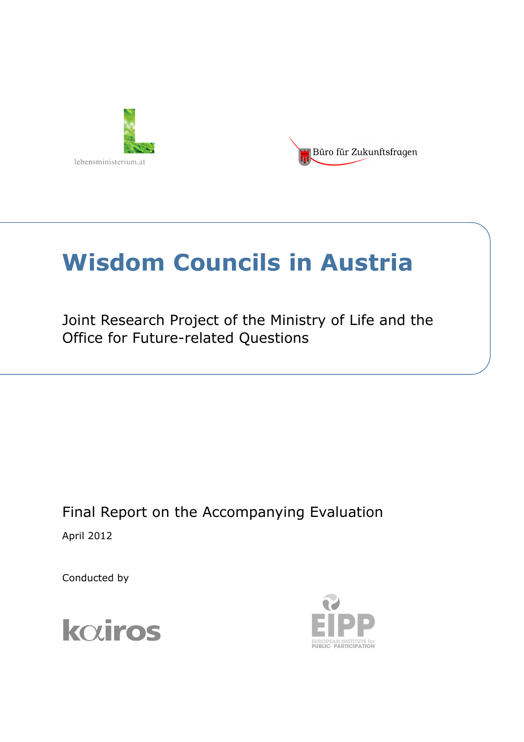lebensministerium.at

Büro für Zukunftsfragen

# Wisdom Councils in Austria

Joint Research Project of the Ministry of Life and the Office for Future-related Questions

Final Report on the Accompanying Evaluation

April 2012

Conducted by

kairos

EIPP
EUROPEAN INSTITUTE for PUBLIC PARTICIPATION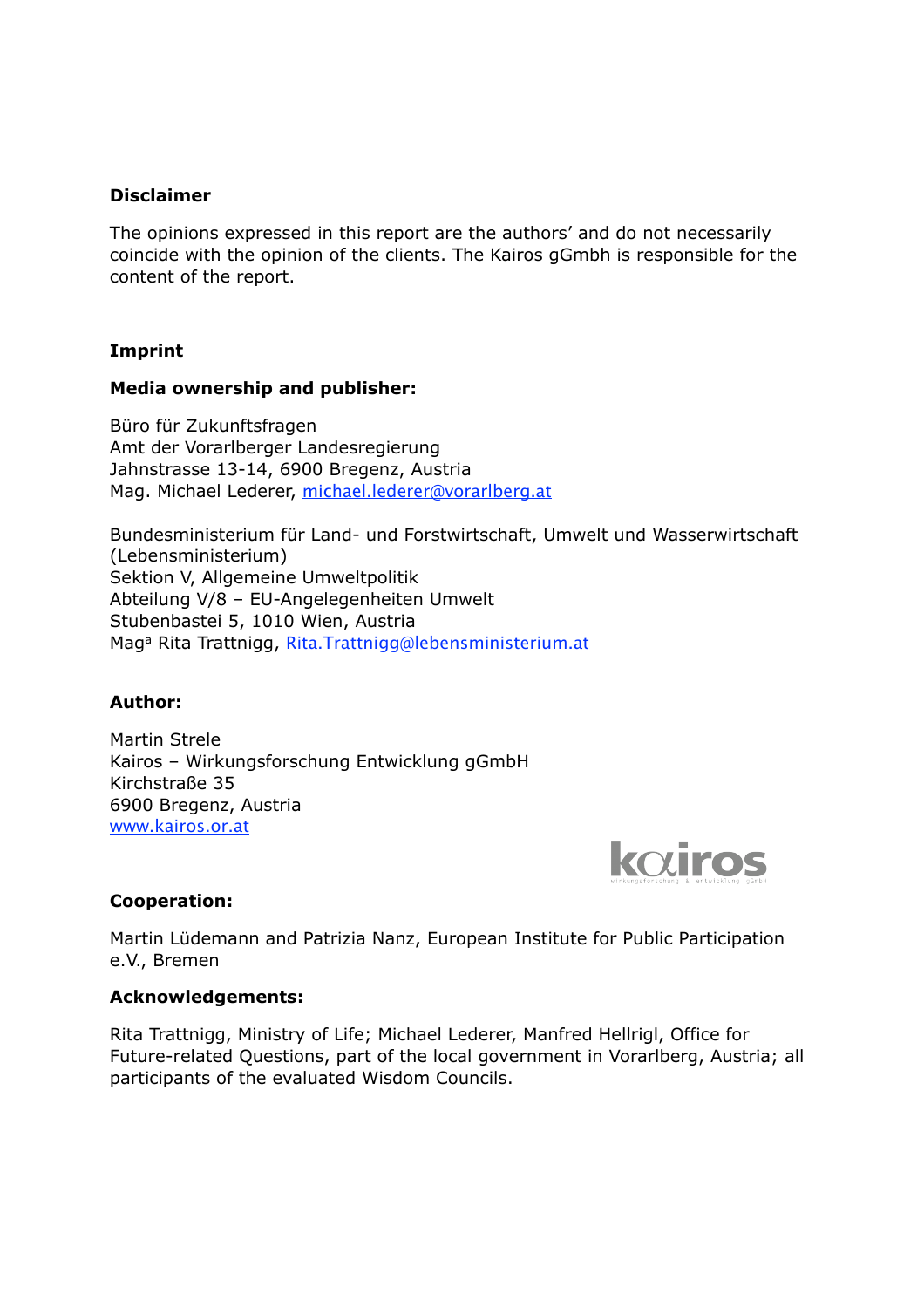**Disclaimer**

The opinions expressed in this report are the authors' and do not necessarily coincide with the opinion of the clients. The Kairos gGmbh is responsible for the content of the report.

**Imprint**

**Media ownership and publisher:**

Büro für Zukunftsfragen
Amt der Vorarlberger Landesregierung
Jahnstrasse 13-14, 6900 Bregenz, Austria
Mag. Michael Lederer, michael.lederer@vorarlberg.at

Bundesministerium für Land- und Forstwirtschaft, Umwelt und Wasserwirtschaft (Lebensministerium)
Sektion V, Allgemeine Umweltpolitik
Abteilung V/8 – EU-Angelegenheiten Umwelt
Stubenbastei 5, 1010 Wien, Austria
Magª Rita Trattnigg, Rita.Trattnigg@lebensministerium.at

**Author:**

Martin Strele
Kairos – Wirkungsforschung Entwicklung gGmbH
Kirchstraße 35
6900 Bregenz, Austria
www.kairos.or.at

**Cooperation:**

Martin Lüdemann and Patrizia Nanz, European Institute for Public Participation e.V., Bremen

**Acknowledgements:**

Rita Trattnigg, Ministry of Life; Michael Lederer, Manfred Hellrigl, Office for Future-related Questions, part of the local government in Vorarlberg, Austria; all participants of the evaluated Wisdom Councils.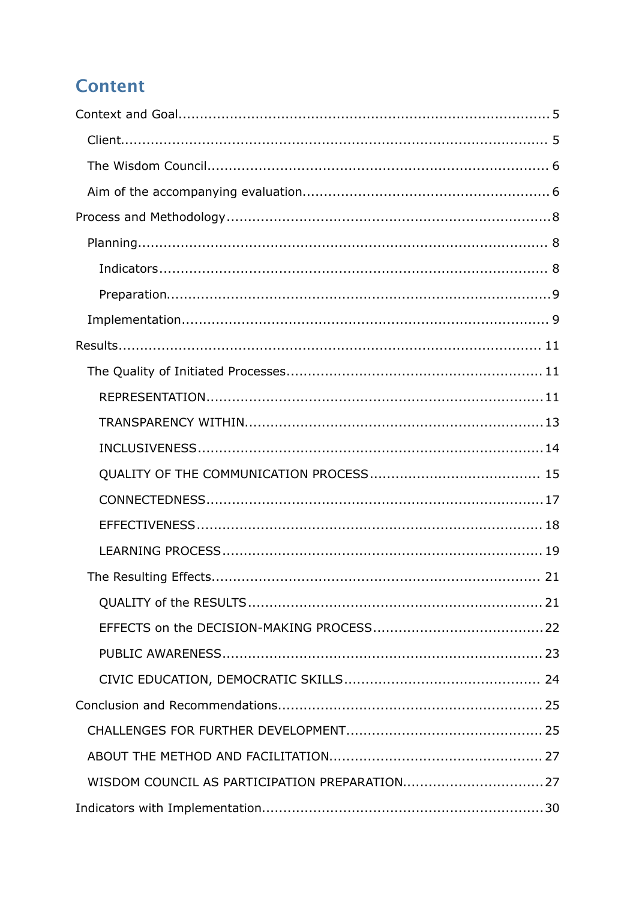# Content

Context and Goal.....5

- Client.....5
- The Wisdom Council.....6
- Aim of the accompanying evaluation.....6

Process and Methodology.....8

- Planning.....8
  - Indicators.....8
  - Preparation.....9
- Implementation.....9

Results.....11

- The Quality of Initiated Processes.....11
  - REPRESENTATION.....11
  - TRANSPARENCY WITHIN.....13
  - INCLUSIVENESS.....14
  - QUALITY OF THE COMMUNICATION PROCESS.....15
  - CONNECTEDNESS.....17
  - EFFECTIVENESS.....18
  - LEARNING PROCESS.....19
- The Resulting Effects.....21
  - QUALITY of the RESULTS.....21
  - EFFECTS on the DECISION-MAKING PROCESS.....22
  - PUBLIC AWARENESS.....23
  - CIVIC EDUCATION, DEMOCRATIC SKILLS.....24

Conclusion and Recommendations.....25

- CHALLENGES FOR FURTHER DEVELOPMENT.....25
- ABOUT THE METHOD AND FACILITATION.....27
- WISDOM COUNCIL AS PARTICIPATION PREPARATION.....27

Indicators with Implementation.....30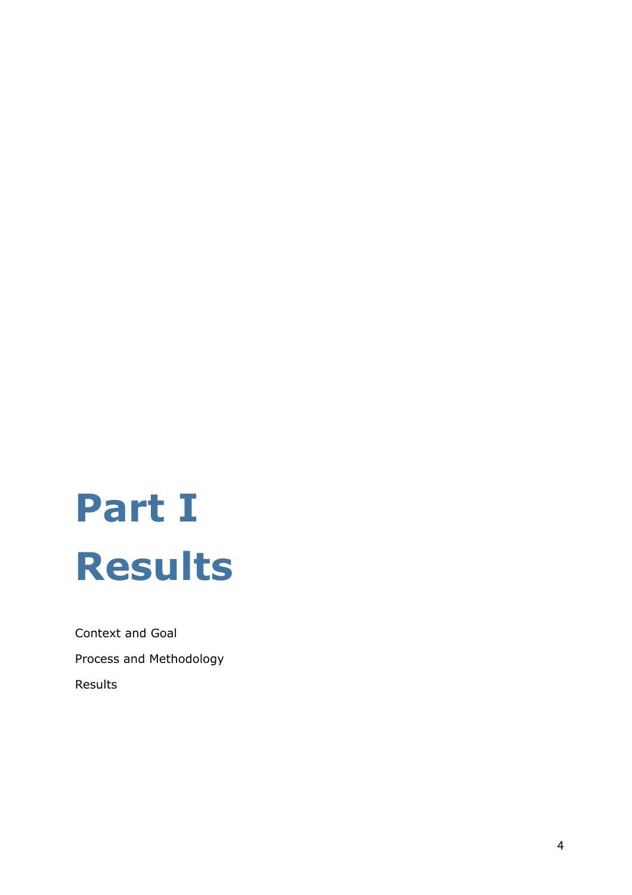# Part I
# Results

Context and Goal

Process and Methodology

Results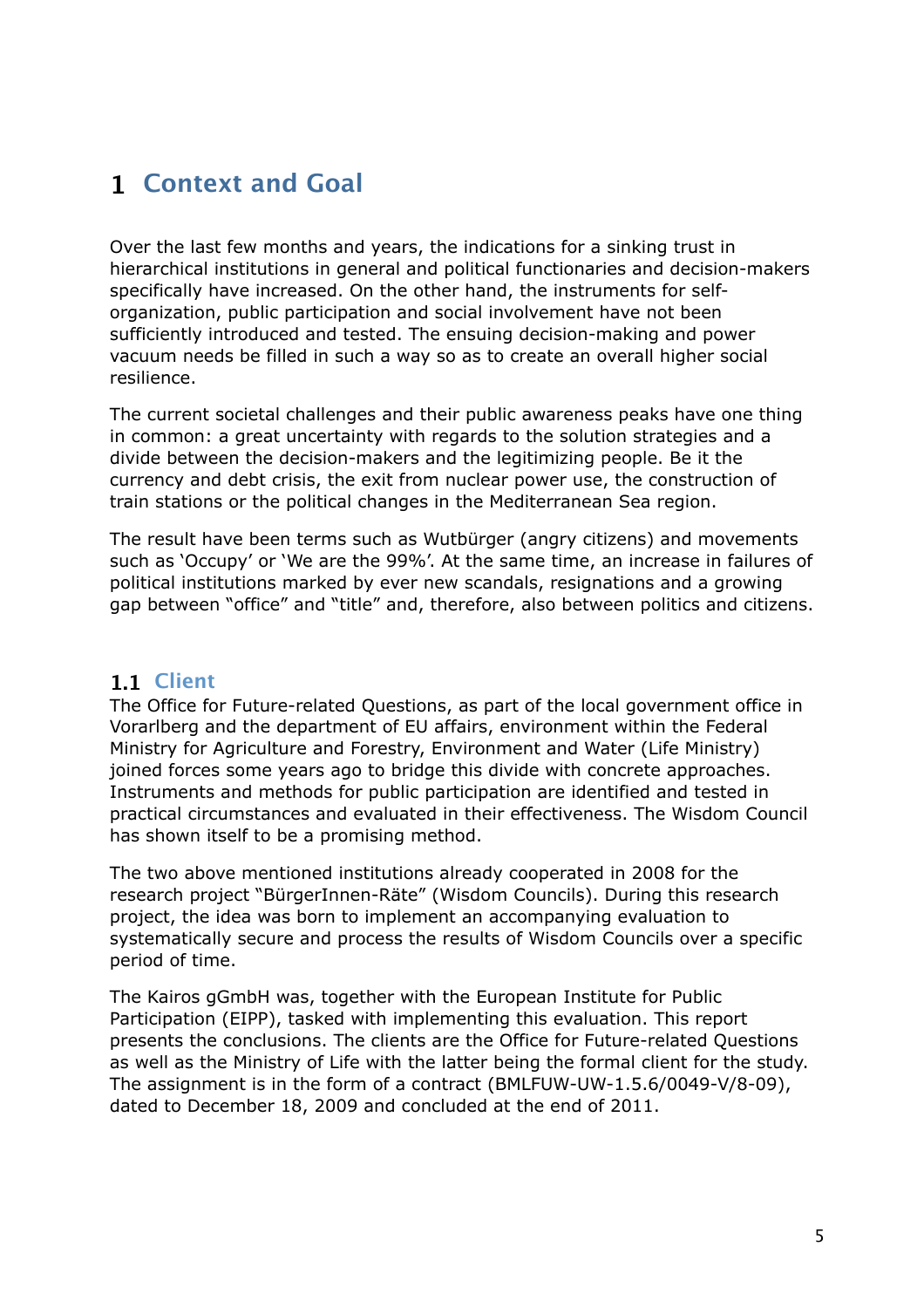# 1 Context and Goal

Over the last few months and years, the indications for a sinking trust in hierarchical institutions in general and political functionaries and decision-makers specifically have increased. On the other hand, the instruments for self-organization, public participation and social involvement have not been sufficiently introduced and tested. The ensuing decision-making and power vacuum needs be filled in such a way so as to create an overall higher social resilience.

The current societal challenges and their public awareness peaks have one thing in common: a great uncertainty with regards to the solution strategies and a divide between the decision-makers and the legitimizing people. Be it the currency and debt crisis, the exit from nuclear power use, the construction of train stations or the political changes in the Mediterranean Sea region.

The result have been terms such as Wutbürger (angry citizens) and movements such as 'Occupy' or 'We are the 99%'. At the same time, an increase in failures of political institutions marked by ever new scandals, resignations and a growing gap between "office" and "title" and, therefore, also between politics and citizens.

## 1.1 Client

The Office for Future-related Questions, as part of the local government office in Vorarlberg and the department of EU affairs, environment within the Federal Ministry for Agriculture and Forestry, Environment and Water (Life Ministry) joined forces some years ago to bridge this divide with concrete approaches. Instruments and methods for public participation are identified and tested in practical circumstances and evaluated in their effectiveness. The Wisdom Council has shown itself to be a promising method.

The two above mentioned institutions already cooperated in 2008 for the research project "BürgerInnen-Räte" (Wisdom Councils). During this research project, the idea was born to implement an accompanying evaluation to systematically secure and process the results of Wisdom Councils over a specific period of time.

The Kairos gGmbH was, together with the European Institute for Public Participation (EIPP), tasked with implementing this evaluation. This report presents the conclusions. The clients are the Office for Future-related Questions as well as the Ministry of Life with the latter being the formal client for the study. The assignment is in the form of a contract (BMLFUW-UW-1.5.6/0049-V/8-09), dated to December 18, 2009 and concluded at the end of 2011.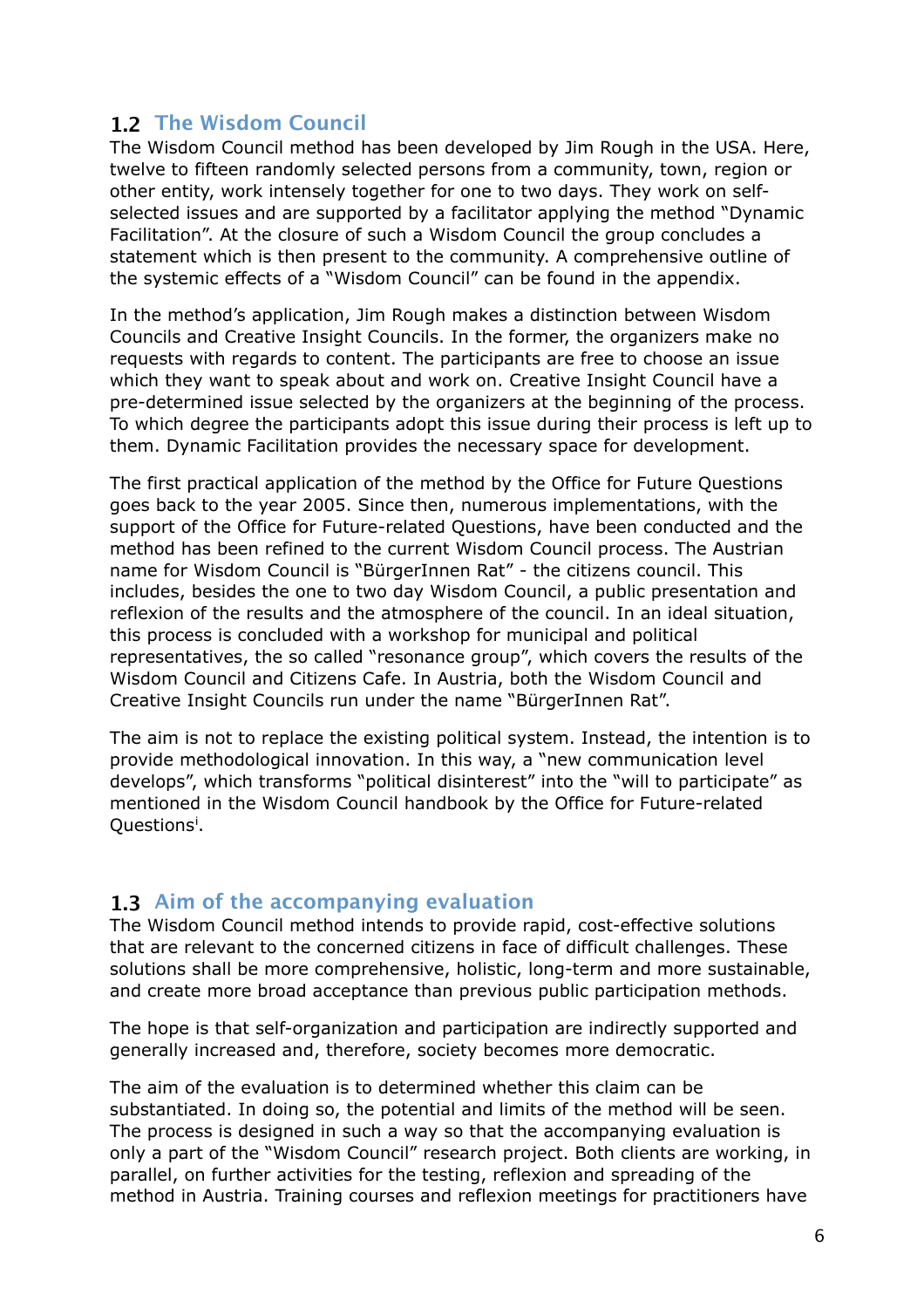## 1.2 The Wisdom Council

The Wisdom Council method has been developed by Jim Rough in the USA. Here, twelve to fifteen randomly selected persons from a community, town, region or other entity, work intensely together for one to two days. They work on self-selected issues and are supported by a facilitator applying the method "Dynamic Facilitation". At the closure of such a Wisdom Council the group concludes a statement which is then present to the community. A comprehensive outline of the systemic effects of a "Wisdom Council" can be found in the appendix.

In the method's application, Jim Rough makes a distinction between Wisdom Councils and Creative Insight Councils. In the former, the organizers make no requests with regards to content. The participants are free to choose an issue which they want to speak about and work on. Creative Insight Council have a pre-determined issue selected by the organizers at the beginning of the process. To which degree the participants adopt this issue during their process is left up to them. Dynamic Facilitation provides the necessary space for development.

The first practical application of the method by the Office for Future Questions goes back to the year 2005. Since then, numerous implementations, with the support of the Office for Future-related Questions, have been conducted and the method has been refined to the current Wisdom Council process. The Austrian name for Wisdom Council is "BürgerInnen Rat" - the citizens council. This includes, besides the one to two day Wisdom Council, a public presentation and reflexion of the results and the atmosphere of the council. In an ideal situation, this process is concluded with a workshop for municipal and political representatives, the so called "resonance group", which covers the results of the Wisdom Council and Citizens Cafe. In Austria, both the Wisdom Council and Creative Insight Councils run under the name "BürgerInnen Rat".

The aim is not to replace the existing political system. Instead, the intention is to provide methodological innovation. In this way, a "new communication level develops", which transforms "political disinterest" into the "will to participate" as mentioned in the Wisdom Council handbook by the Office for Future-related Questions[i].

## 1.3 Aim of the accompanying evaluation

The Wisdom Council method intends to provide rapid, cost-effective solutions that are relevant to the concerned citizens in face of difficult challenges. These solutions shall be more comprehensive, holistic, long-term and more sustainable, and create more broad acceptance than previous public participation methods.

The hope is that self-organization and participation are indirectly supported and generally increased and, therefore, society becomes more democratic.

The aim of the evaluation is to determined whether this claim can be substantiated. In doing so, the potential and limits of the method will be seen. The process is designed in such a way so that the accompanying evaluation is only a part of the "Wisdom Council" research project. Both clients are working, in parallel, on further activities for the testing, reflexion and spreading of the method in Austria. Training courses and reflexion meetings for practitioners have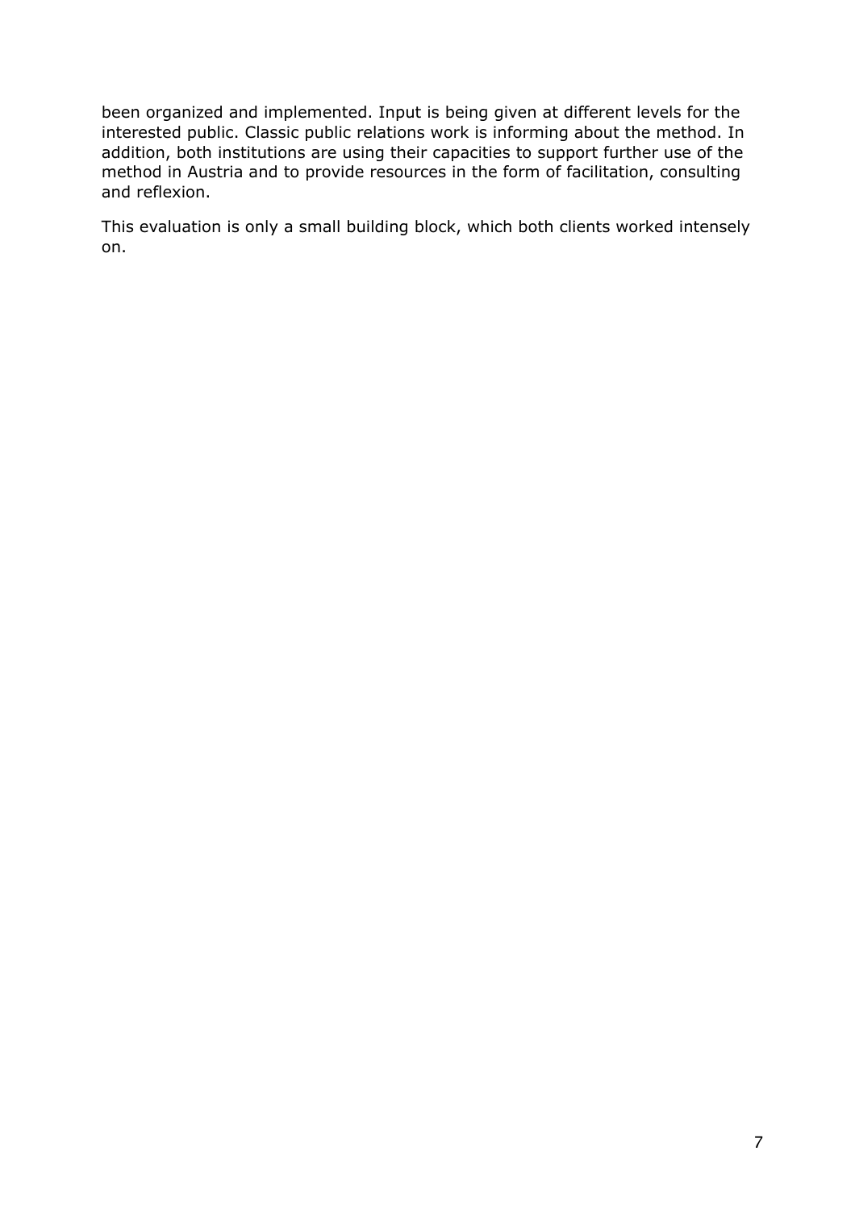been organized and implemented. Input is being given at different levels for the interested public. Classic public relations work is informing about the method. In addition, both institutions are using their capacities to support further use of the method in Austria and to provide resources in the form of facilitation, consulting and reflexion.

This evaluation is only a small building block, which both clients worked intensely on.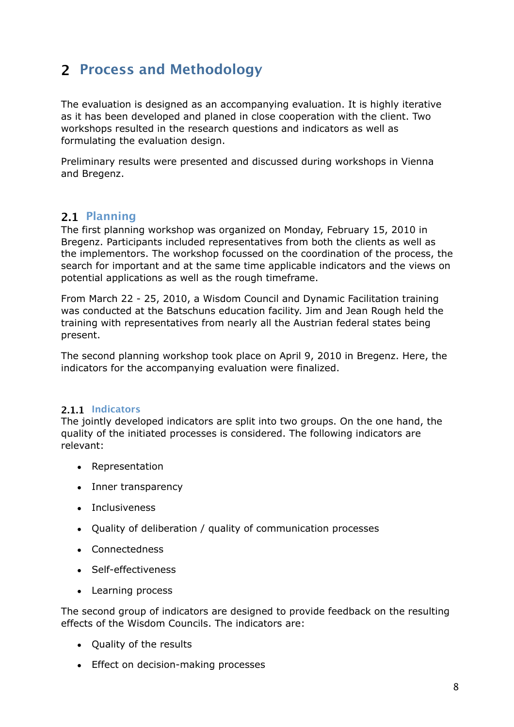# 2 Process and Methodology

The evaluation is designed as an accompanying evaluation. It is highly iterative as it has been developed and planed in close cooperation with the client. Two workshops resulted in the research questions and indicators as well as formulating the evaluation design.

Preliminary results were presented and discussed during workshops in Vienna and Bregenz.

## 2.1 Planning

The first planning workshop was organized on Monday, February 15, 2010 in Bregenz. Participants included representatives from both the clients as well as the implementors. The workshop focussed on the coordination of the process, the search for important and at the same time applicable indicators and the views on potential applications as well as the rough timeframe.

From March 22 - 25, 2010, a Wisdom Council and Dynamic Facilitation training was conducted at the Batschuns education facility. Jim and Jean Rough held the training with representatives from nearly all the Austrian federal states being present.

The second planning workshop took place on April 9, 2010 in Bregenz. Here, the indicators for the accompanying evaluation were finalized.

### 2.1.1 Indicators

The jointly developed indicators are split into two groups. On the one hand, the quality of the initiated processes is considered. The following indicators are relevant:

- Representation
- Inner transparency
- Inclusiveness
- Quality of deliberation / quality of communication processes
- Connectedness
- Self-effectiveness
- Learning process

The second group of indicators are designed to provide feedback on the resulting effects of the Wisdom Councils. The indicators are:

- Quality of the results
- Effect on decision-making processes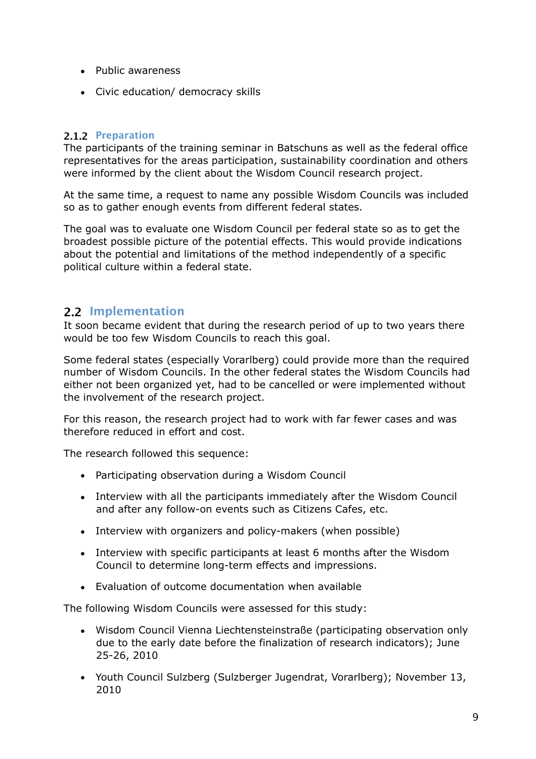- Public awareness
- Civic education/ democracy skills

### 2.1.2 Preparation

The participants of the training seminar in Batschuns as well as the federal office representatives for the areas participation, sustainability coordination and others were informed by the client about the Wisdom Council research project.

At the same time, a request to name any possible Wisdom Councils was included so as to gather enough events from different federal states.

The goal was to evaluate one Wisdom Council per federal state so as to get the broadest possible picture of the potential effects. This would provide indications about the potential and limitations of the method independently of a specific political culture within a federal state.

## 2.2 Implementation

It soon became evident that during the research period of up to two years there would be too few Wisdom Councils to reach this goal.

Some federal states (especially Vorarlberg) could provide more than the required number of Wisdom Councils. In the other federal states the Wisdom Councils had either not been organized yet, had to be cancelled or were implemented without the involvement of the research project.

For this reason, the research project had to work with far fewer cases and was therefore reduced in effort and cost.

The research followed this sequence:

- Participating observation during a Wisdom Council
- Interview with all the participants immediately after the Wisdom Council and after any follow-on events such as Citizens Cafes, etc.
- Interview with organizers and policy-makers (when possible)
- Interview with specific participants at least 6 months after the Wisdom Council to determine long-term effects and impressions.
- Evaluation of outcome documentation when available

The following Wisdom Councils were assessed for this study:

- Wisdom Council Vienna Liechtensteinstraße (participating observation only due to the early date before the finalization of research indicators); June 25-26, 2010
- Youth Council Sulzberg (Sulzberger Jugendrat, Vorarlberg); November 13, 2010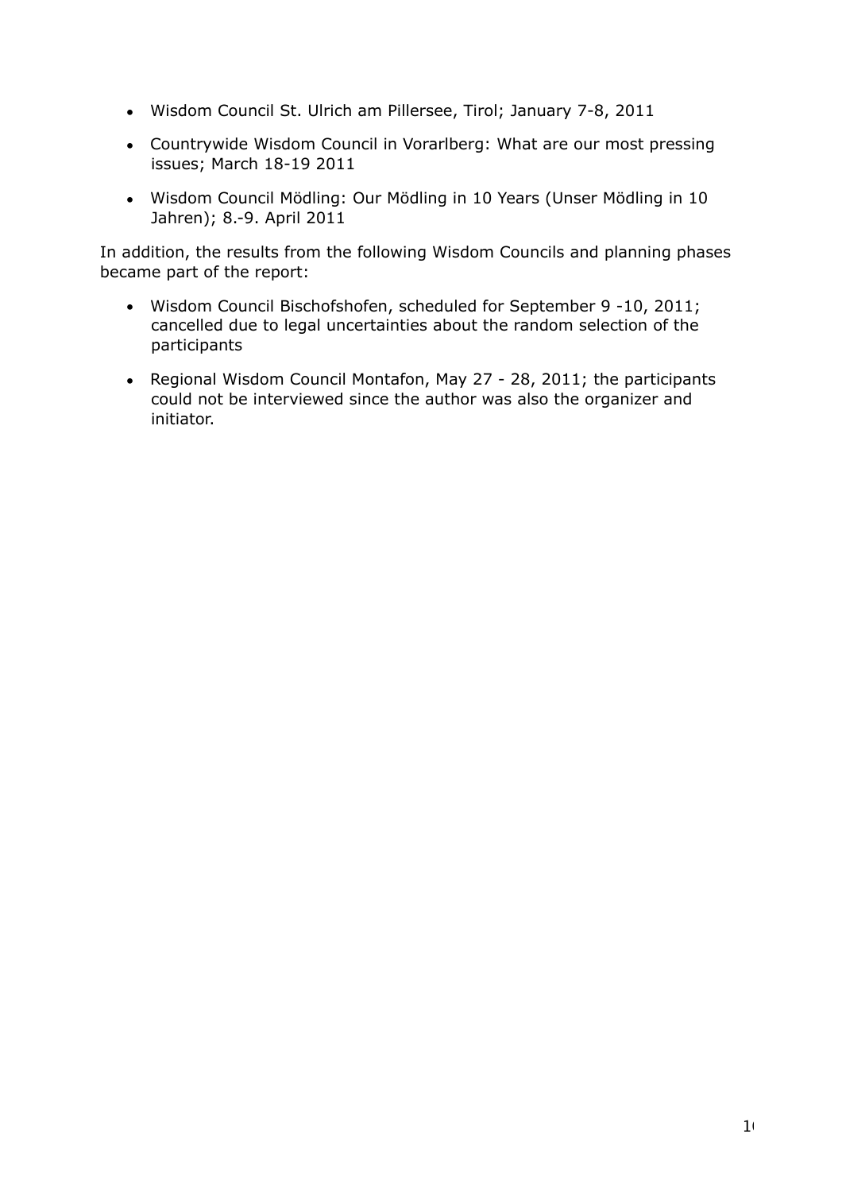- Wisdom Council St. Ulrich am Pillersee, Tirol; January 7-8, 2011
- Countrywide Wisdom Council in Vorarlberg: What are our most pressing issues; March 18-19 2011
- Wisdom Council Mödling: Our Mödling in 10 Years (Unser Mödling in 10 Jahren); 8.-9. April 2011

In addition, the results from the following Wisdom Councils and planning phases became part of the report:

- Wisdom Council Bischofshofen, scheduled for September 9 -10, 2011; cancelled due to legal uncertainties about the random selection of the participants
- Regional Wisdom Council Montafon, May 27 - 28, 2011; the participants could not be interviewed since the author was also the organizer and initiator.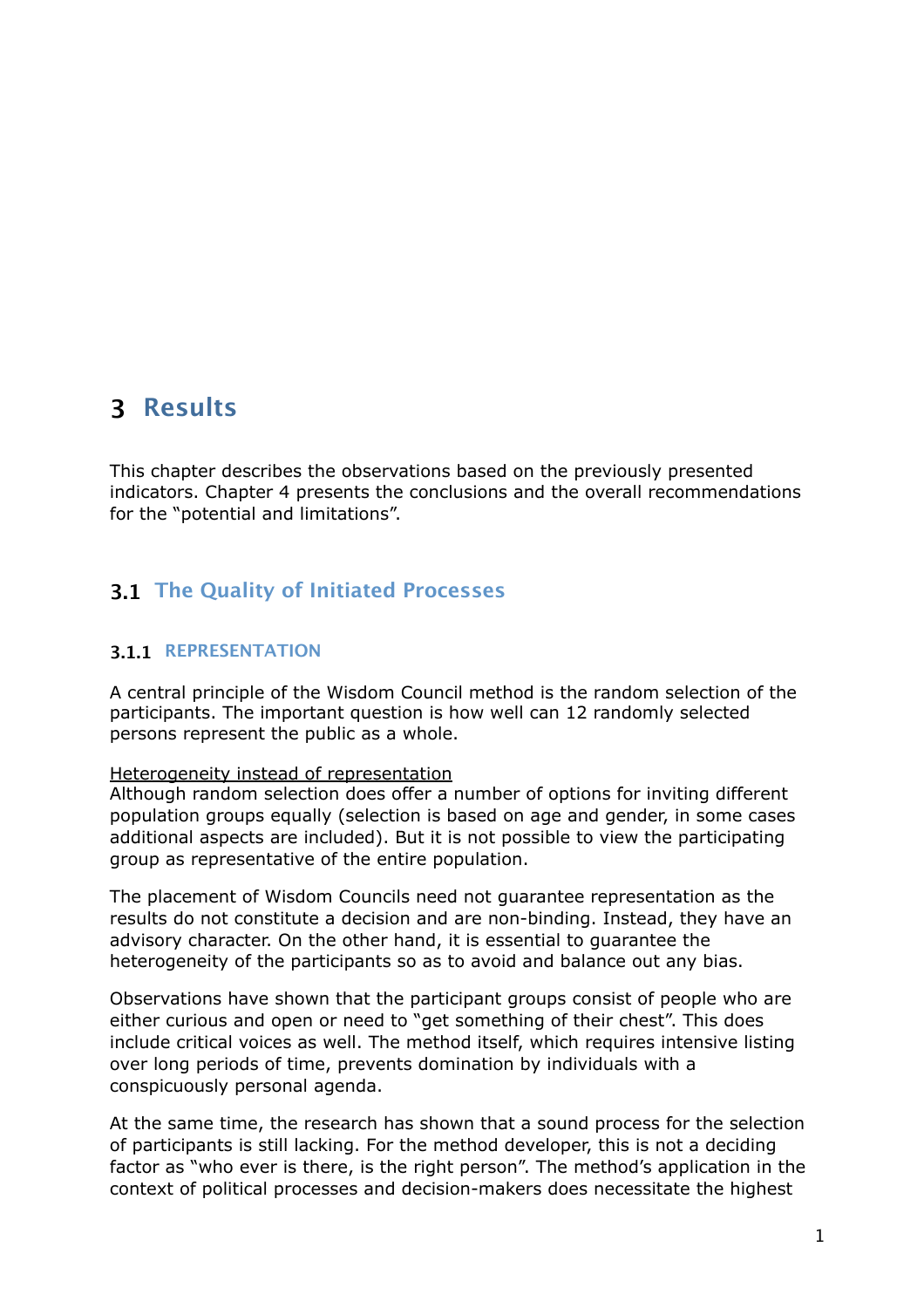# 3 Results

This chapter describes the observations based on the previously presented indicators. Chapter 4 presents the conclusions and the overall recommendations for the "potential and limitations".

## 3.1 The Quality of Initiated Processes

### 3.1.1 REPRESENTATION

A central principle of the Wisdom Council method is the random selection of the participants. The important question is how well can 12 randomly selected persons represent the public as a whole.

<u>Heterogeneity instead of representation</u>
Although random selection does offer a number of options for inviting different population groups equally (selection is based on age and gender, in some cases additional aspects are included). But it is not possible to view the participating group as representative of the entire population.

The placement of Wisdom Councils need not guarantee representation as the results do not constitute a decision and are non-binding. Instead, they have an advisory character. On the other hand, it is essential to guarantee the heterogeneity of the participants so as to avoid and balance out any bias.

Observations have shown that the participant groups consist of people who are either curious and open or need to "get something of their chest". This does include critical voices as well. The method itself, which requires intensive listing over long periods of time, prevents domination by individuals with a conspicuously personal agenda.

At the same time, the research has shown that a sound process for the selection of participants is still lacking. For the method developer, this is not a deciding factor as "who ever is there, is the right person". The method's application in the context of political processes and decision-makers does necessitate the highest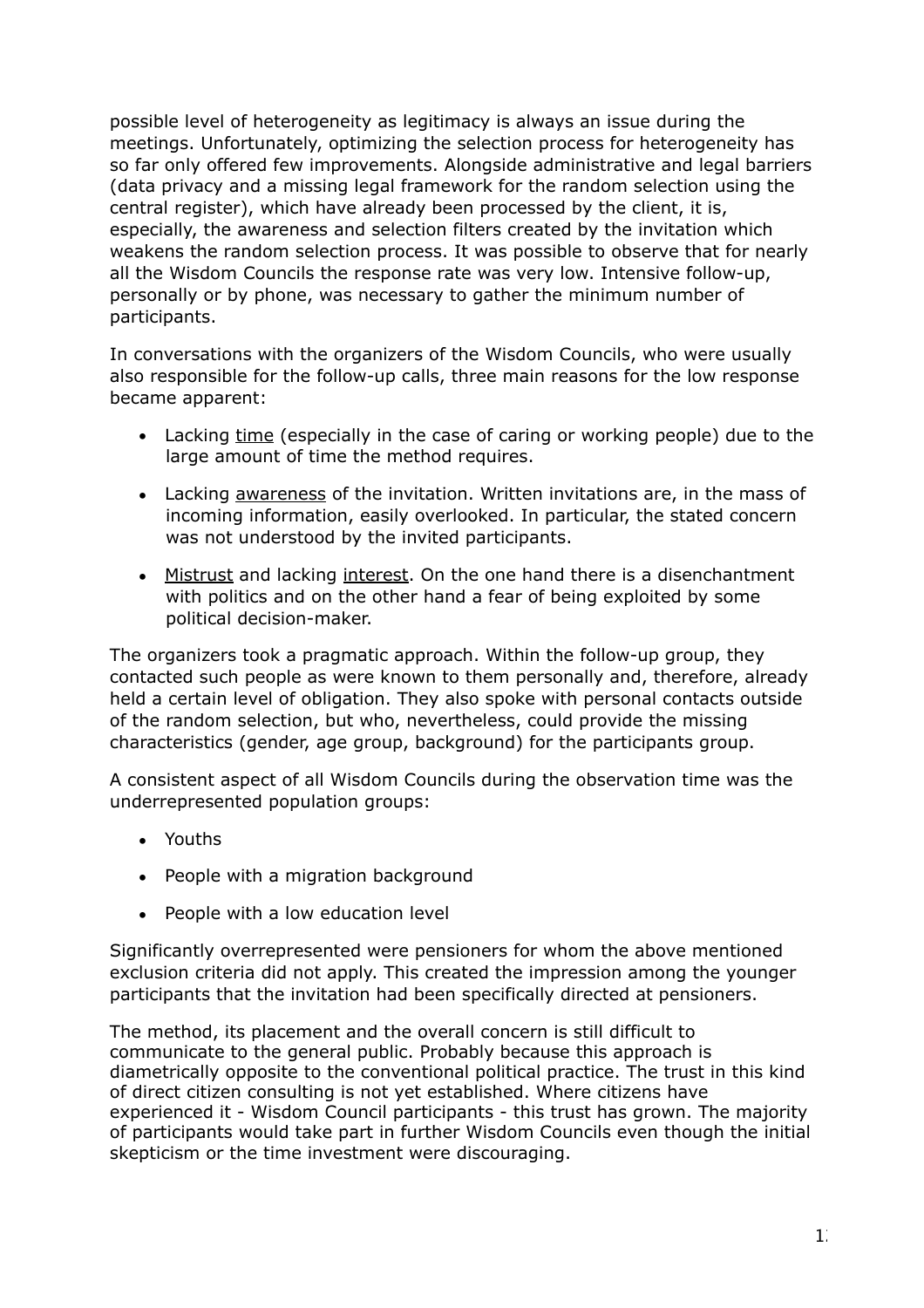possible level of heterogeneity as legitimacy is always an issue during the meetings. Unfortunately, optimizing the selection process for heterogeneity has so far only offered few improvements. Alongside administrative and legal barriers (data privacy and a missing legal framework for the random selection using the central register), which have already been processed by the client, it is, especially, the awareness and selection filters created by the invitation which weakens the random selection process. It was possible to observe that for nearly all the Wisdom Councils the response rate was very low. Intensive follow-up, personally or by phone, was necessary to gather the minimum number of participants.

In conversations with the organizers of the Wisdom Councils, who were usually also responsible for the follow-up calls, three main reasons for the low response became apparent:

- Lacking <u>time</u> (especially in the case of caring or working people) due to the large amount of time the method requires.
- Lacking <u>awareness</u> of the invitation. Written invitations are, in the mass of incoming information, easily overlooked. In particular, the stated concern was not understood by the invited participants.
- <u>Mistrust</u> and lacking <u>interest</u>. On the one hand there is a disenchantment with politics and on the other hand a fear of being exploited by some political decision-maker.

The organizers took a pragmatic approach. Within the follow-up group, they contacted such people as were known to them personally and, therefore, already held a certain level of obligation. They also spoke with personal contacts outside of the random selection, but who, nevertheless, could provide the missing characteristics (gender, age group, background) for the participants group.

A consistent aspect of all Wisdom Councils during the observation time was the underrepresented population groups:

- Youths
- People with a migration background
- People with a low education level

Significantly overrepresented were pensioners for whom the above mentioned exclusion criteria did not apply. This created the impression among the younger participants that the invitation had been specifically directed at pensioners.

The method, its placement and the overall concern is still difficult to communicate to the general public. Probably because this approach is diametrically opposite to the conventional political practice. The trust in this kind of direct citizen consulting is not yet established. Where citizens have experienced it - Wisdom Council participants - this trust has grown. The majority of participants would take part in further Wisdom Councils even though the initial skepticism or the time investment were discouraging.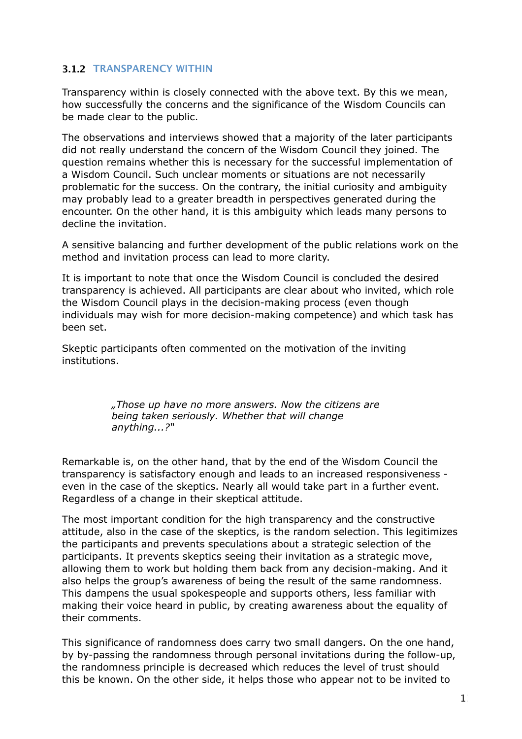### 3.1.2 TRANSPARENCY WITHIN

Transparency within is closely connected with the above text. By this we mean, how successfully the concerns and the significance of the Wisdom Councils can be made clear to the public.

The observations and interviews showed that a majority of the later participants did not really understand the concern of the Wisdom Council they joined. The question remains whether this is necessary for the successful implementation of a Wisdom Council. Such unclear moments or situations are not necessarily problematic for the success. On the contrary, the initial curiosity and ambiguity may probably lead to a greater breadth in perspectives generated during the encounter. On the other hand, it is this ambiguity which leads many persons to decline the invitation.

A sensitive balancing and further development of the public relations work on the method and invitation process can lead to more clarity.

It is important to note that once the Wisdom Council is concluded the desired transparency is achieved. All participants are clear about who invited, which role the Wisdom Council plays in the decision-making process (even though individuals may wish for more decision-making competence) and which task has been set.

Skeptic participants often commented on the motivation of the inviting institutions.

> *„Those up have no more answers. Now the citizens are being taken seriously. Whether that will change anything...?"*

Remarkable is, on the other hand, that by the end of the Wisdom Council the transparency is satisfactory enough and leads to an increased responsiveness - even in the case of the skeptics. Nearly all would take part in a further event. Regardless of a change in their skeptical attitude.

The most important condition for the high transparency and the constructive attitude, also in the case of the skeptics, is the random selection. This legitimizes the participants and prevents speculations about a strategic selection of the participants. It prevents skeptics seeing their invitation as a strategic move, allowing them to work but holding them back from any decision-making. And it also helps the group's awareness of being the result of the same randomness. This dampens the usual spokespeople and supports others, less familiar with making their voice heard in public, by creating awareness about the equality of their comments.

This significance of randomness does carry two small dangers. On the one hand, by by-passing the randomness through personal invitations during the follow-up, the randomness principle is decreased which reduces the level of trust should this be known. On the other side, it helps those who appear not to be invited to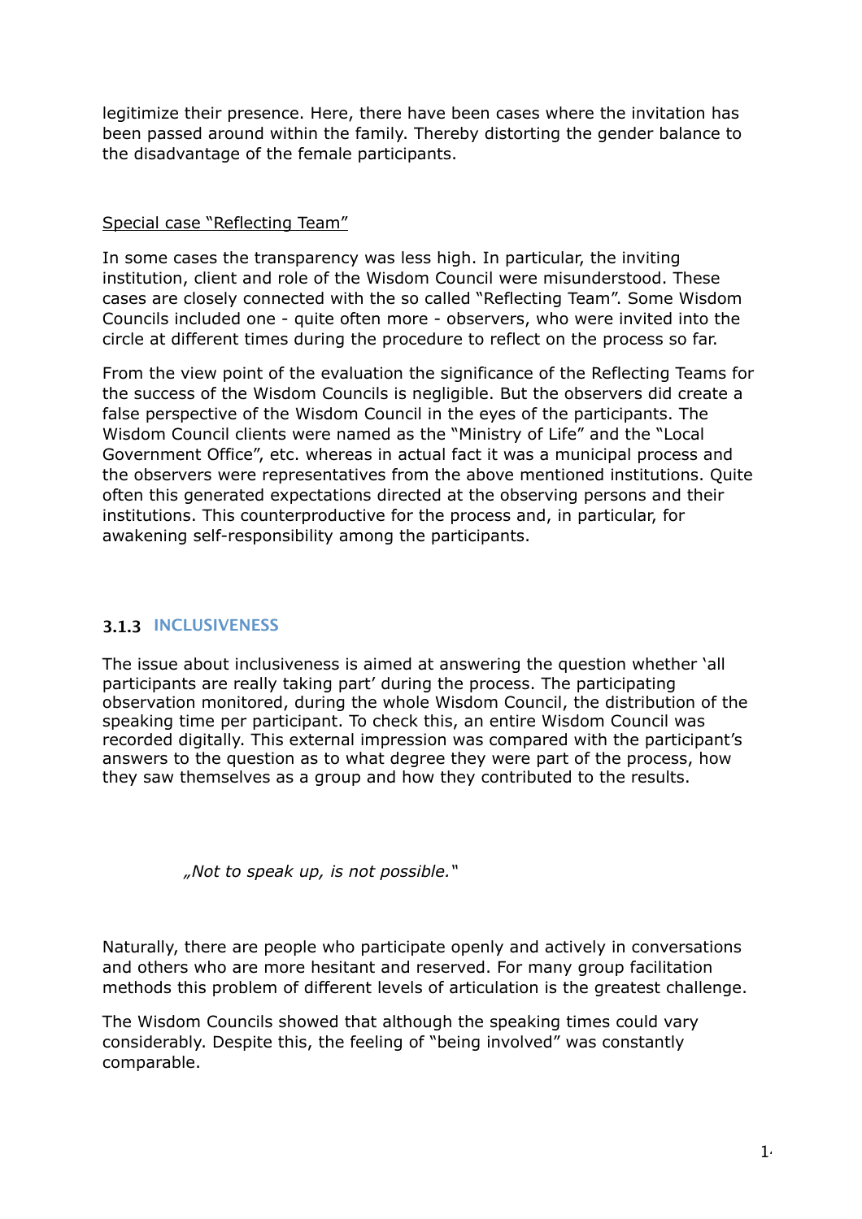legitimize their presence. Here, there have been cases where the invitation has been passed around within the family. Thereby distorting the gender balance to the disadvantage of the female participants.

Special case "Reflecting Team"

In some cases the transparency was less high. In particular, the inviting institution, client and role of the Wisdom Council were misunderstood. These cases are closely connected with the so called "Reflecting Team". Some Wisdom Councils included one - quite often more - observers, who were invited into the circle at different times during the procedure to reflect on the process so far.

From the view point of the evaluation the significance of the Reflecting Teams for the success of the Wisdom Councils is negligible. But the observers did create a false perspective of the Wisdom Council in the eyes of the participants. The Wisdom Council clients were named as the "Ministry of Life" and the "Local Government Office", etc. whereas in actual fact it was a municipal process and the observers were representatives from the above mentioned institutions. Quite often this generated expectations directed at the observing persons and their institutions. This counterproductive for the process and, in particular, for awakening self-responsibility among the participants.

### 3.1.3 INCLUSIVENESS

The issue about inclusiveness is aimed at answering the question whether 'all participants are really taking part' during the process. The participating observation monitored, during the whole Wisdom Council, the distribution of the speaking time per participant. To check this, an entire Wisdom Council was recorded digitally. This external impression was compared with the participant's answers to the question as to what degree they were part of the process, how they saw themselves as a group and how they contributed to the results.

> *„Not to speak up, is not possible."*

Naturally, there are people who participate openly and actively in conversations and others who are more hesitant and reserved. For many group facilitation methods this problem of different levels of articulation is the greatest challenge.

The Wisdom Councils showed that although the speaking times could vary considerably. Despite this, the feeling of "being involved" was constantly comparable.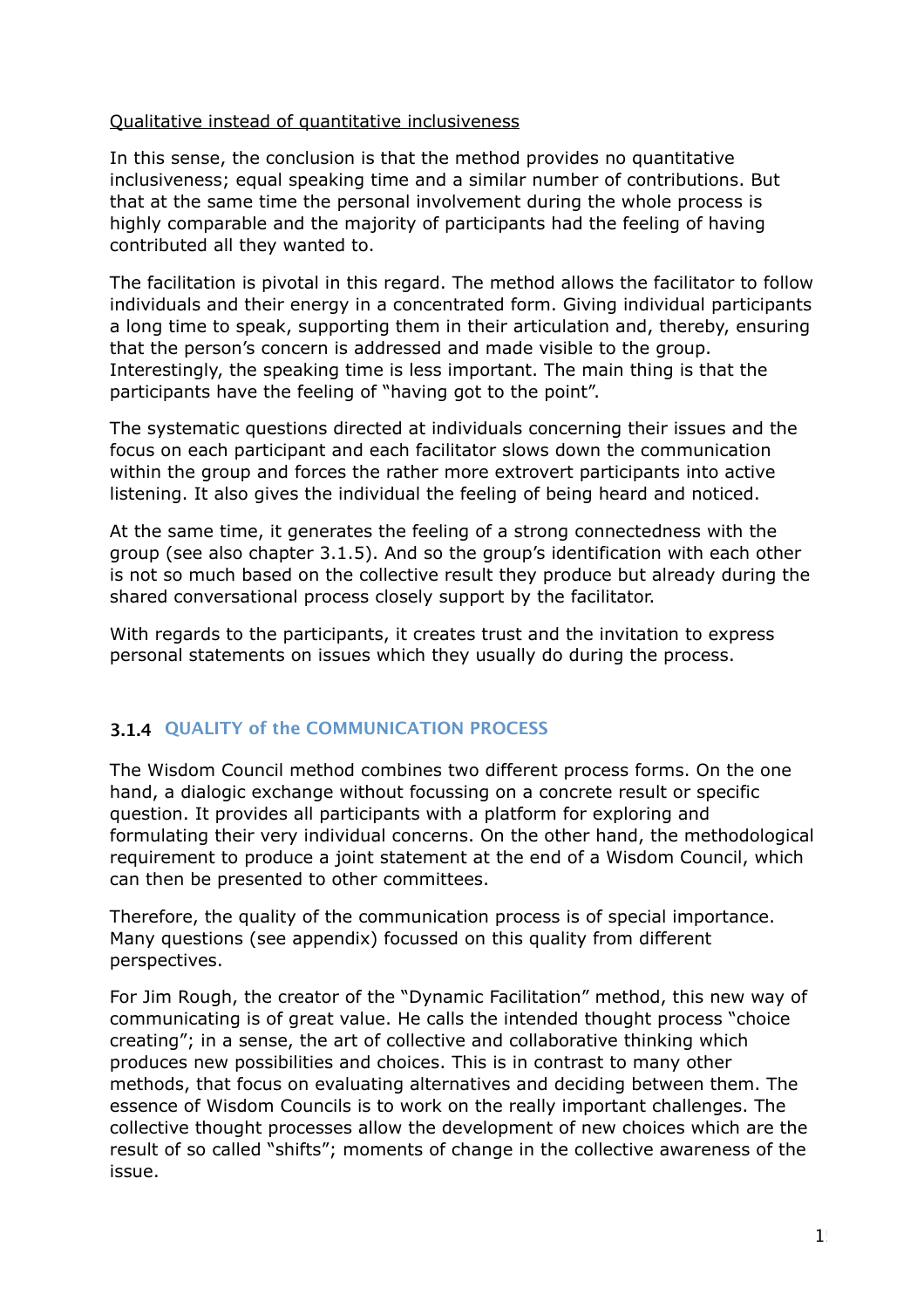<u>Qualitative instead of quantitative inclusiveness</u>

In this sense, the conclusion is that the method provides no quantitative inclusiveness; equal speaking time and a similar number of contributions. But that at the same time the personal involvement during the whole process is highly comparable and the majority of participants had the feeling of having contributed all they wanted to.

The facilitation is pivotal in this regard. The method allows the facilitator to follow individuals and their energy in a concentrated form. Giving individual participants a long time to speak, supporting them in their articulation and, thereby, ensuring that the person's concern is addressed and made visible to the group. Interestingly, the speaking time is less important. The main thing is that the participants have the feeling of "having got to the point".

The systematic questions directed at individuals concerning their issues and the focus on each participant and each facilitator slows down the communication within the group and forces the rather more extrovert participants into active listening. It also gives the individual the feeling of being heard and noticed.

At the same time, it generates the feeling of a strong connectedness with the group (see also chapter 3.1.5). And so the group's identification with each other is not so much based on the collective result they produce but already during the shared conversational process closely support by the facilitator.

With regards to the participants, it creates trust and the invitation to express personal statements on issues which they usually do during the process.

### 3.1.4 QUALITY of the COMMUNICATION PROCESS

The Wisdom Council method combines two different process forms. On the one hand, a dialogic exchange without focussing on a concrete result or specific question. It provides all participants with a platform for exploring and formulating their very individual concerns. On the other hand, the methodological requirement to produce a joint statement at the end of a Wisdom Council, which can then be presented to other committees.

Therefore, the quality of the communication process is of special importance. Many questions (see appendix) focussed on this quality from different perspectives.

For Jim Rough, the creator of the "Dynamic Facilitation" method, this new way of communicating is of great value. He calls the intended thought process "choice creating"; in a sense, the art of collective and collaborative thinking which produces new possibilities and choices. This is in contrast to many other methods, that focus on evaluating alternatives and deciding between them. The essence of Wisdom Councils is to work on the really important challenges. The collective thought processes allow the development of new choices which are the result of so called "shifts"; moments of change in the collective awareness of the issue.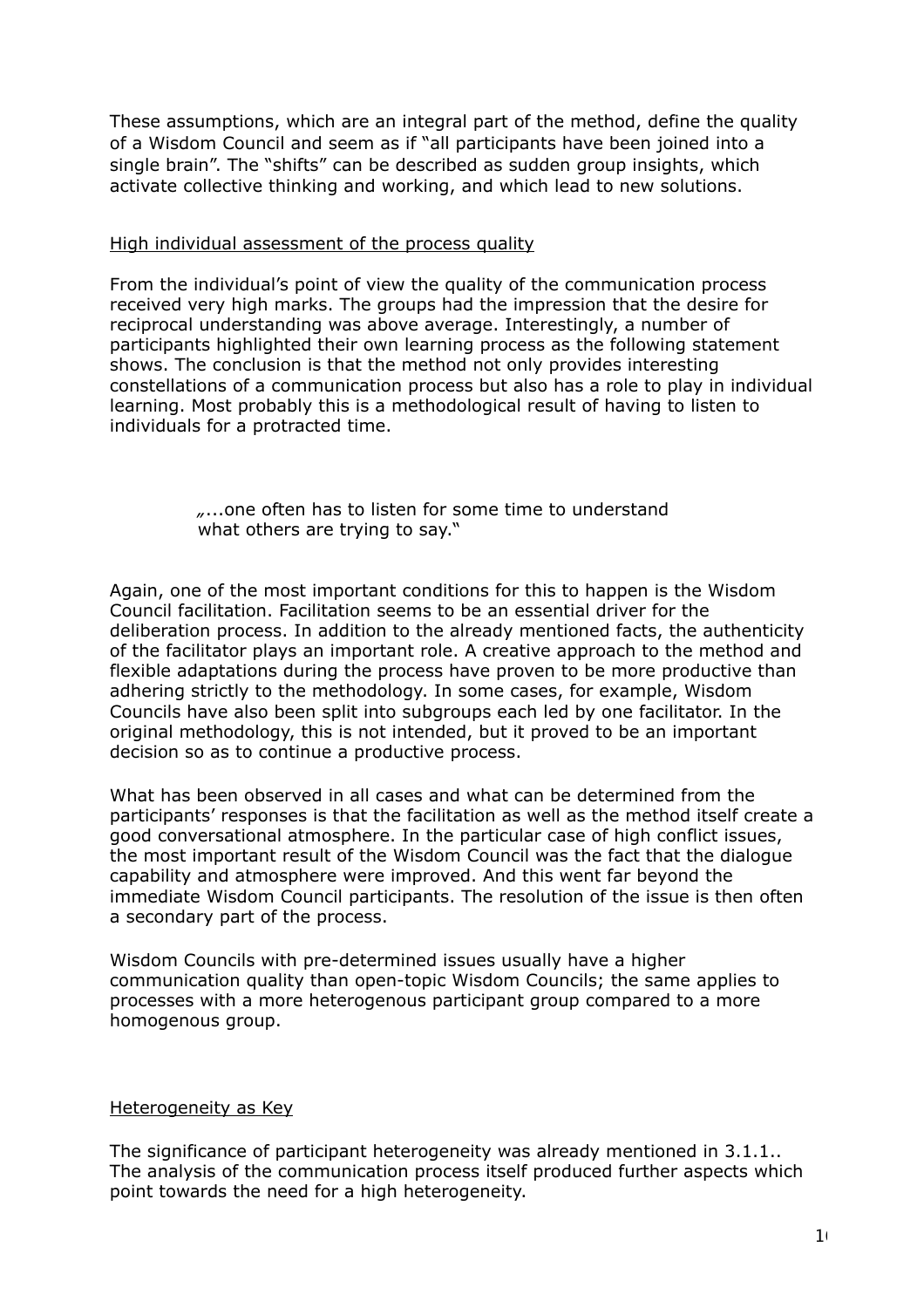These assumptions, which are an integral part of the method, define the quality of a Wisdom Council and seem as if "all participants have been joined into a single brain". The "shifts" can be described as sudden group insights, which activate collective thinking and working, and which lead to new solutions.

<u>High individual assessment of the process quality</u>

From the individual's point of view the quality of the communication process received very high marks. The groups had the impression that the desire for reciprocal understanding was above average. Interestingly, a number of participants highlighted their own learning process as the following statement shows. The conclusion is that the method not only provides interesting constellations of a communication process but also has a role to play in individual learning. Most probably this is a methodological result of having to listen to individuals for a protracted time.

> „...one often has to listen for some time to understand what others are trying to say."

Again, one of the most important conditions for this to happen is the Wisdom Council facilitation. Facilitation seems to be an essential driver for the deliberation process. In addition to the already mentioned facts, the authenticity of the facilitator plays an important role. A creative approach to the method and flexible adaptations during the process have proven to be more productive than adhering strictly to the methodology. In some cases, for example, Wisdom Councils have also been split into subgroups each led by one facilitator. In the original methodology, this is not intended, but it proved to be an important decision so as to continue a productive process.

What has been observed in all cases and what can be determined from the participants' responses is that the facilitation as well as the method itself create a good conversational atmosphere. In the particular case of high conflict issues, the most important result of the Wisdom Council was the fact that the dialogue capability and atmosphere were improved. And this went far beyond the immediate Wisdom Council participants. The resolution of the issue is then often a secondary part of the process.

Wisdom Councils with pre-determined issues usually have a higher communication quality than open-topic Wisdom Councils; the same applies to processes with a more heterogenous participant group compared to a more homogenous group.

<u>Heterogeneity as Key</u>

The significance of participant heterogeneity was already mentioned in 3.1.1.. The analysis of the communication process itself produced further aspects which point towards the need for a high heterogeneity.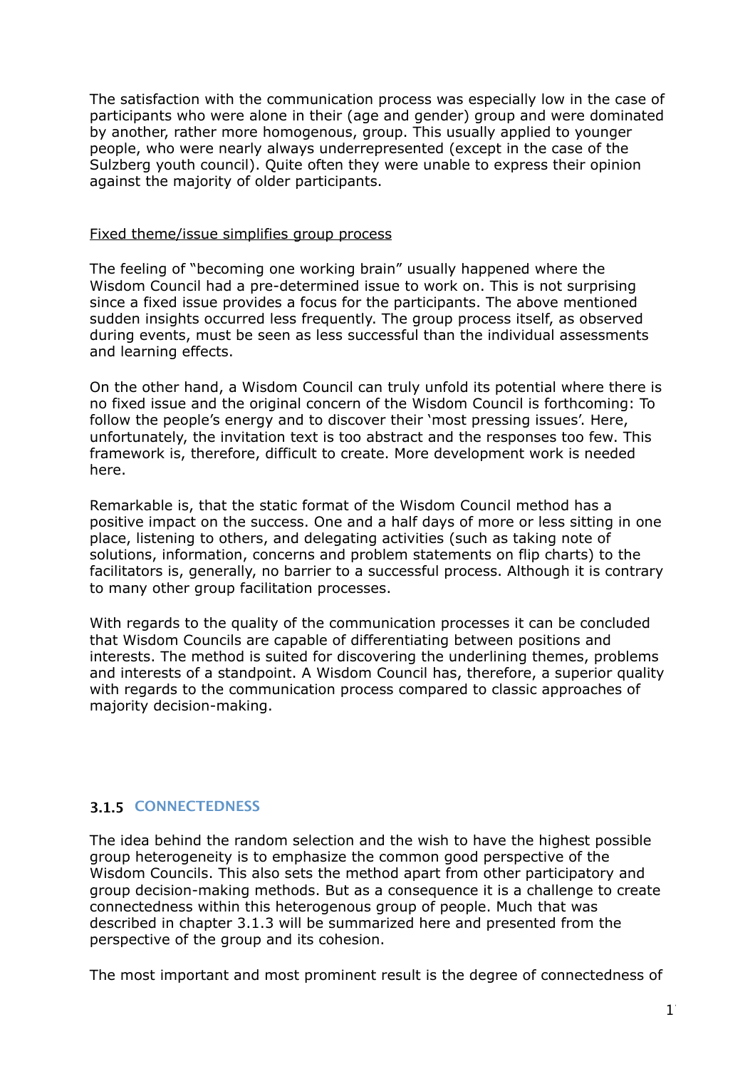The satisfaction with the communication process was especially low in the case of participants who were alone in their (age and gender) group and were dominated by another, rather more homogenous, group. This usually applied to younger people, who were nearly always underrepresented (except in the case of the Sulzberg youth council). Quite often they were unable to express their opinion against the majority of older participants.

Fixed theme/issue simplifies group process

The feeling of "becoming one working brain" usually happened where the Wisdom Council had a pre-determined issue to work on. This is not surprising since a fixed issue provides a focus for the participants. The above mentioned sudden insights occurred less frequently. The group process itself, as observed during events, must be seen as less successful than the individual assessments and learning effects.

On the other hand, a Wisdom Council can truly unfold its potential where there is no fixed issue and the original concern of the Wisdom Council is forthcoming: To follow the people's energy and to discover their 'most pressing issues'. Here, unfortunately, the invitation text is too abstract and the responses too few. This framework is, therefore, difficult to create. More development work is needed here.

Remarkable is, that the static format of the Wisdom Council method has a positive impact on the success. One and a half days of more or less sitting in one place, listening to others, and delegating activities (such as taking note of solutions, information, concerns and problem statements on flip charts) to the facilitators is, generally, no barrier to a successful process. Although it is contrary to many other group facilitation processes.

With regards to the quality of the communication processes it can be concluded that Wisdom Councils are capable of differentiating between positions and interests. The method is suited for discovering the underlining themes, problems and interests of a standpoint. A Wisdom Council has, therefore, a superior quality with regards to the communication process compared to classic approaches of majority decision-making.

### 3.1.5 CONNECTEDNESS

The idea behind the random selection and the wish to have the highest possible group heterogeneity is to emphasize the common good perspective of the Wisdom Councils. This also sets the method apart from other participatory and group decision-making methods. But as a consequence it is a challenge to create connectedness within this heterogenous group of people. Much that was described in chapter 3.1.3 will be summarized here and presented from the perspective of the group and its cohesion.

The most important and most prominent result is the degree of connectedness of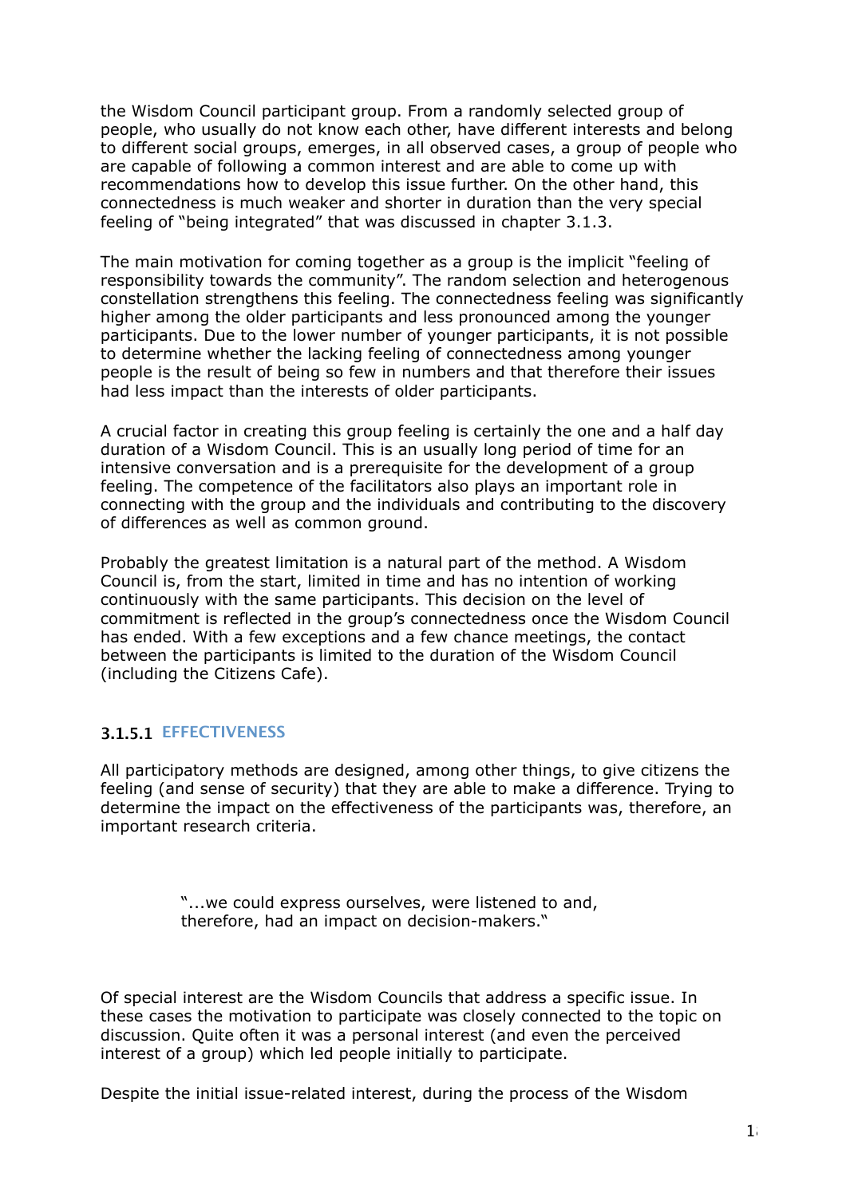the Wisdom Council participant group. From a randomly selected group of people, who usually do not know each other, have different interests and belong to different social groups, emerges, in all observed cases, a group of people who are capable of following a common interest and are able to come up with recommendations how to develop this issue further. On the other hand, this connectedness is much weaker and shorter in duration than the very special feeling of "being integrated" that was discussed in chapter 3.1.3.

The main motivation for coming together as a group is the implicit "feeling of responsibility towards the community". The random selection and heterogenous constellation strengthens this feeling. The connectedness feeling was significantly higher among the older participants and less pronounced among the younger participants. Due to the lower number of younger participants, it is not possible to determine whether the lacking feeling of connectedness among younger people is the result of being so few in numbers and that therefore their issues had less impact than the interests of older participants.

A crucial factor in creating this group feeling is certainly the one and a half day duration of a Wisdom Council. This is an usually long period of time for an intensive conversation and is a prerequisite for the development of a group feeling. The competence of the facilitators also plays an important role in connecting with the group and the individuals and contributing to the discovery of differences as well as common ground.

Probably the greatest limitation is a natural part of the method. A Wisdom Council is, from the start, limited in time and has no intention of working continuously with the same participants. This decision on the level of commitment is reflected in the group's connectedness once the Wisdom Council has ended. With a few exceptions and a few chance meetings, the contact between the participants is limited to the duration of the Wisdom Council (including the Citizens Cafe).

#### 3.1.5.1 EFFECTIVENESS

All participatory methods are designed, among other things, to give citizens the feeling (and sense of security) that they are able to make a difference. Trying to determine the impact on the effectiveness of the participants was, therefore, an important research criteria.

> "...we could express ourselves, were listened to and, therefore, had an impact on decision-makers."

Of special interest are the Wisdom Councils that address a specific issue. In these cases the motivation to participate was closely connected to the topic on discussion. Quite often it was a personal interest (and even the perceived interest of a group) which led people initially to participate.

Despite the initial issue-related interest, during the process of the Wisdom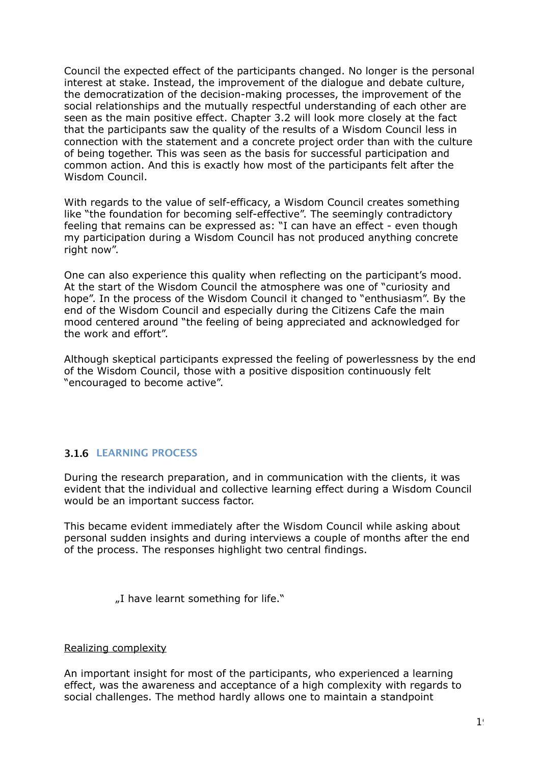Council the expected effect of the participants changed. No longer is the personal interest at stake. Instead, the improvement of the dialogue and debate culture, the democratization of the decision-making processes, the improvement of the social relationships and the mutually respectful understanding of each other are seen as the main positive effect. Chapter 3.2 will look more closely at the fact that the participants saw the quality of the results of a Wisdom Council less in connection with the statement and a concrete project order than with the culture of being together. This was seen as the basis for successful participation and common action. And this is exactly how most of the participants felt after the Wisdom Council.

With regards to the value of self-efficacy, a Wisdom Council creates something like "the foundation for becoming self-effective". The seemingly contradictory feeling that remains can be expressed as: "I can have an effect - even though my participation during a Wisdom Council has not produced anything concrete right now".

One can also experience this quality when reflecting on the participant's mood. At the start of the Wisdom Council the atmosphere was one of "curiosity and hope". In the process of the Wisdom Council it changed to "enthusiasm". By the end of the Wisdom Council and especially during the Citizens Cafe the main mood centered around "the feeling of being appreciated and acknowledged for the work and effort".

Although skeptical participants expressed the feeling of powerlessness by the end of the Wisdom Council, those with a positive disposition continuously felt "encouraged to become active".

### 3.1.6 LEARNING PROCESS

During the research preparation, and in communication with the clients, it was evident that the individual and collective learning effect during a Wisdom Council would be an important success factor.

This became evident immediately after the Wisdom Council while asking about personal sudden insights and during interviews a couple of months after the end of the process. The responses highlight two central findings.

> „I have learnt something for life."

<u>Realizing complexity</u>

An important insight for most of the participants, who experienced a learning effect, was the awareness and acceptance of a high complexity with regards to social challenges. The method hardly allows one to maintain a standpoint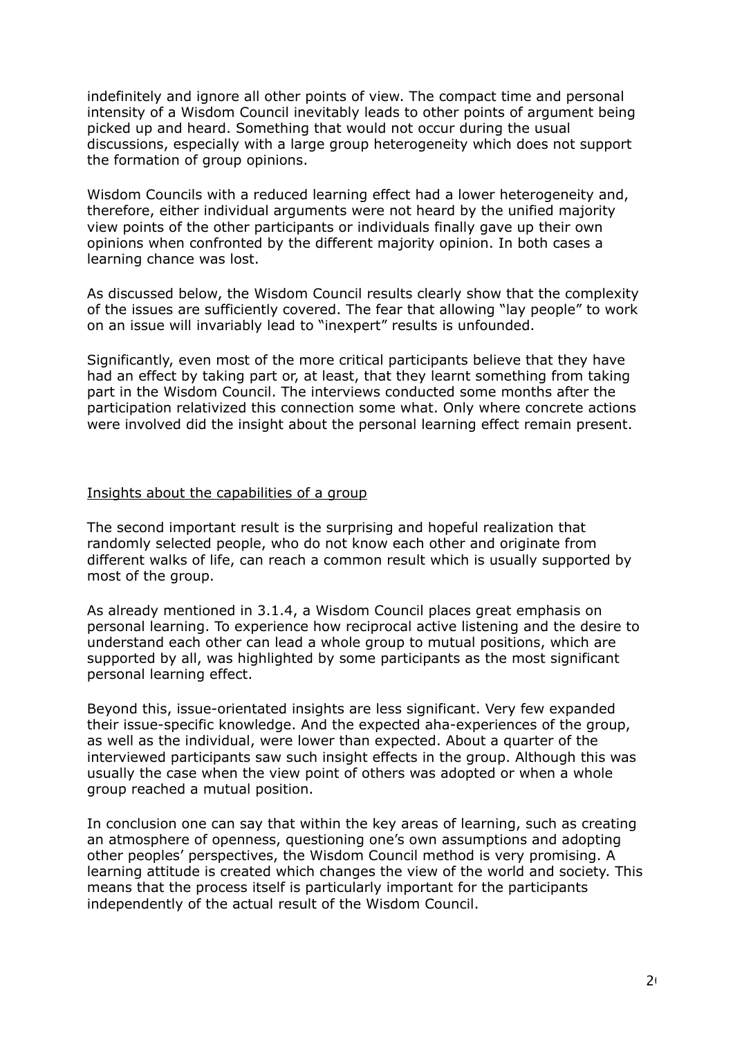indefinitely and ignore all other points of view. The compact time and personal intensity of a Wisdom Council inevitably leads to other points of argument being picked up and heard. Something that would not occur during the usual discussions, especially with a large group heterogeneity which does not support the formation of group opinions.

Wisdom Councils with a reduced learning effect had a lower heterogeneity and, therefore, either individual arguments were not heard by the unified majority view points of the other participants or individuals finally gave up their own opinions when confronted by the different majority opinion. In both cases a learning chance was lost.

As discussed below, the Wisdom Council results clearly show that the complexity of the issues are sufficiently covered. The fear that allowing "lay people" to work on an issue will invariably lead to "inexpert" results is unfounded.

Significantly, even most of the more critical participants believe that they have had an effect by taking part or, at least, that they learnt something from taking part in the Wisdom Council. The interviews conducted some months after the participation relativized this connection some what. Only where concrete actions were involved did the insight about the personal learning effect remain present.

<u>Insights about the capabilities of a group</u>

The second important result is the surprising and hopeful realization that randomly selected people, who do not know each other and originate from different walks of life, can reach a common result which is usually supported by most of the group.

As already mentioned in 3.1.4, a Wisdom Council places great emphasis on personal learning. To experience how reciprocal active listening and the desire to understand each other can lead a whole group to mutual positions, which are supported by all, was highlighted by some participants as the most significant personal learning effect.

Beyond this, issue-orientated insights are less significant. Very few expanded their issue-specific knowledge. And the expected aha-experiences of the group, as well as the individual, were lower than expected. About a quarter of the interviewed participants saw such insight effects in the group. Although this was usually the case when the view point of others was adopted or when a whole group reached a mutual position.

In conclusion one can say that within the key areas of learning, such as creating an atmosphere of openness, questioning one's own assumptions and adopting other peoples' perspectives, the Wisdom Council method is very promising. A learning attitude is created which changes the view of the world and society. This means that the process itself is particularly important for the participants independently of the actual result of the Wisdom Council.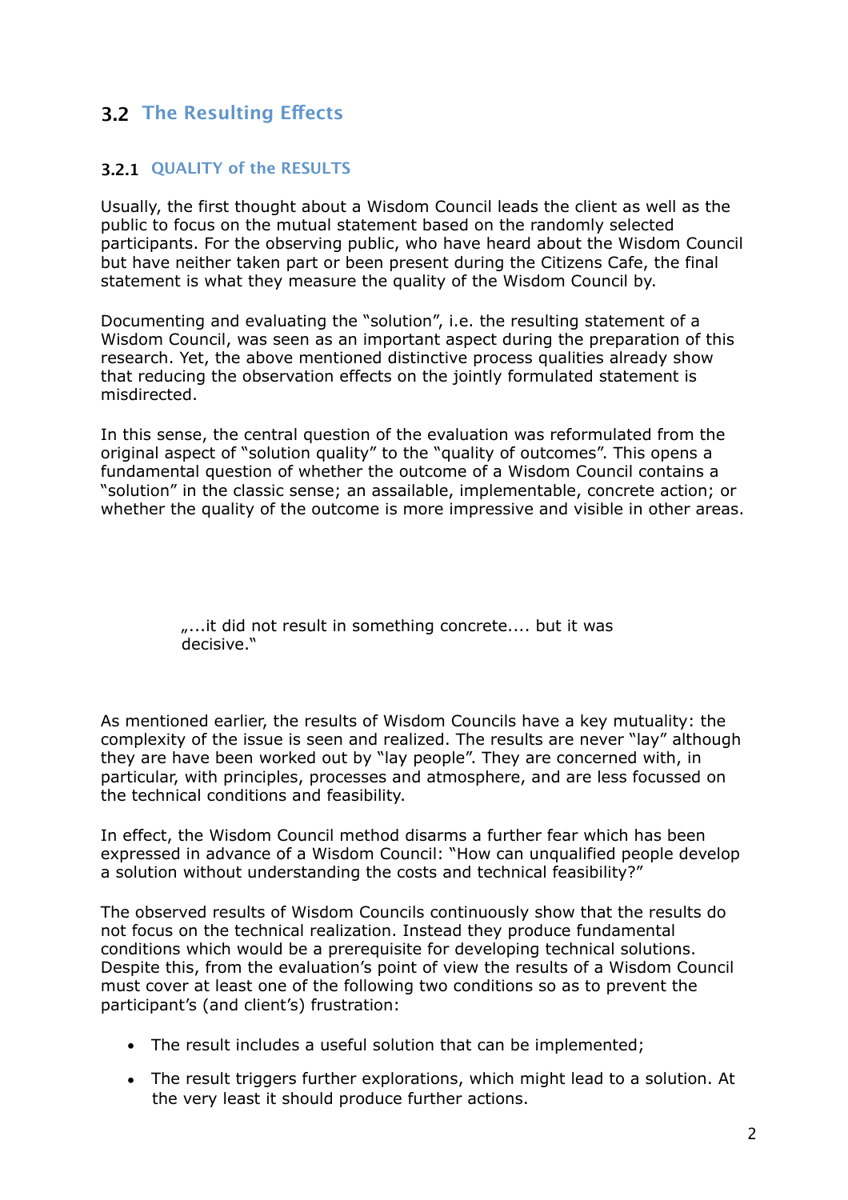## 3.2 The Resulting Effects

### 3.2.1 QUALITY of the RESULTS

Usually, the first thought about a Wisdom Council leads the client as well as the public to focus on the mutual statement based on the randomly selected participants. For the observing public, who have heard about the Wisdom Council but have neither taken part or been present during the Citizens Cafe, the final statement is what they measure the quality of the Wisdom Council by.

Documenting and evaluating the "solution", i.e. the resulting statement of a Wisdom Council, was seen as an important aspect during the preparation of this research. Yet, the above mentioned distinctive process qualities already show that reducing the observation effects on the jointly formulated statement is misdirected.

In this sense, the central question of the evaluation was reformulated from the original aspect of "solution quality" to the "quality of outcomes". This opens a fundamental question of whether the outcome of a Wisdom Council contains a "solution" in the classic sense; an assailable, implementable, concrete action; or whether the quality of the outcome is more impressive and visible in other areas.

> „...it did not result in something concrete.... but it was decisive."

As mentioned earlier, the results of Wisdom Councils have a key mutuality: the complexity of the issue is seen and realized. The results are never "lay" although they are have been worked out by "lay people". They are concerned with, in particular, with principles, processes and atmosphere, and are less focussed on the technical conditions and feasibility.

In effect, the Wisdom Council method disarms a further fear which has been expressed in advance of a Wisdom Council: "How can unqualified people develop a solution without understanding the costs and technical feasibility?"

The observed results of Wisdom Councils continuously show that the results do not focus on the technical realization. Instead they produce fundamental conditions which would be a prerequisite for developing technical solutions. Despite this, from the evaluation's point of view the results of a Wisdom Council must cover at least one of the following two conditions so as to prevent the participant's (and client's) frustration:

- The result includes a useful solution that can be implemented;
- The result triggers further explorations, which might lead to a solution. At the very least it should produce further actions.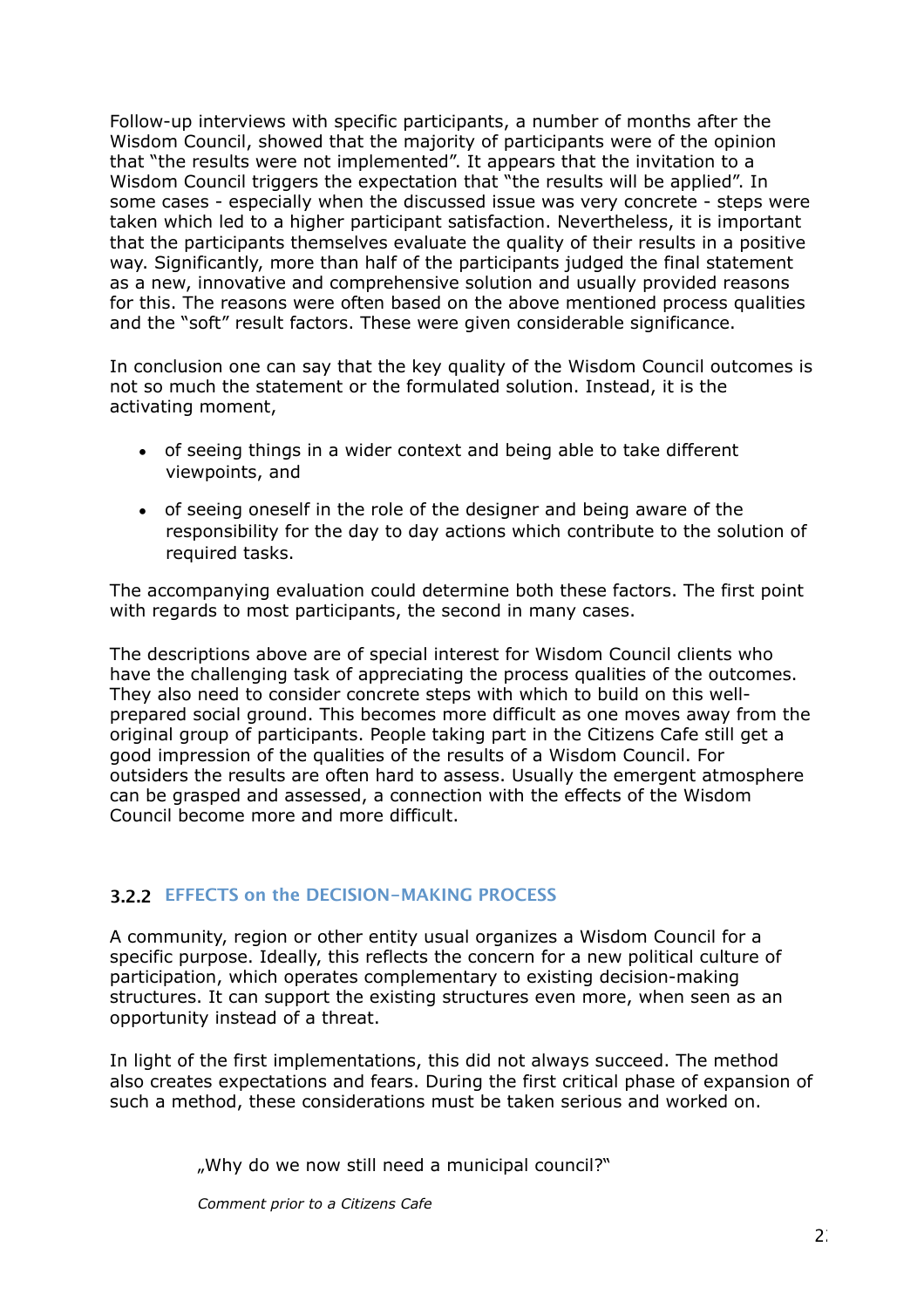Follow-up interviews with specific participants, a number of months after the Wisdom Council, showed that the majority of participants were of the opinion that "the results were not implemented". It appears that the invitation to a Wisdom Council triggers the expectation that "the results will be applied". In some cases - especially when the discussed issue was very concrete - steps were taken which led to a higher participant satisfaction. Nevertheless, it is important that the participants themselves evaluate the quality of their results in a positive way. Significantly, more than half of the participants judged the final statement as a new, innovative and comprehensive solution and usually provided reasons for this. The reasons were often based on the above mentioned process qualities and the "soft" result factors. These were given considerable significance.

In conclusion one can say that the key quality of the Wisdom Council outcomes is not so much the statement or the formulated solution. Instead, it is the activating moment,

- of seeing things in a wider context and being able to take different viewpoints, and
- of seeing oneself in the role of the designer and being aware of the responsibility for the day to day actions which contribute to the solution of required tasks.

The accompanying evaluation could determine both these factors. The first point with regards to most participants, the second in many cases.

The descriptions above are of special interest for Wisdom Council clients who have the challenging task of appreciating the process qualities of the outcomes. They also need to consider concrete steps with which to build on this well-prepared social ground. This becomes more difficult as one moves away from the original group of participants. People taking part in the Citizens Cafe still get a good impression of the qualities of the results of a Wisdom Council. For outsiders the results are often hard to assess. Usually the emergent atmosphere can be grasped and assessed, a connection with the effects of the Wisdom Council become more and more difficult.

### 3.2.2 EFFECTS on the DECISION-MAKING PROCESS

A community, region or other entity usual organizes a Wisdom Council for a specific purpose. Ideally, this reflects the concern for a new political culture of participation, which operates complementary to existing decision-making structures. It can support the existing structures even more, when seen as an opportunity instead of a threat.

In light of the first implementations, this did not always succeed. The method also creates expectations and fears. During the first critical phase of expansion of such a method, these considerations must be taken serious and worked on.

> „Why do we now still need a municipal council?"
>
> *Comment prior to a Citizens Cafe*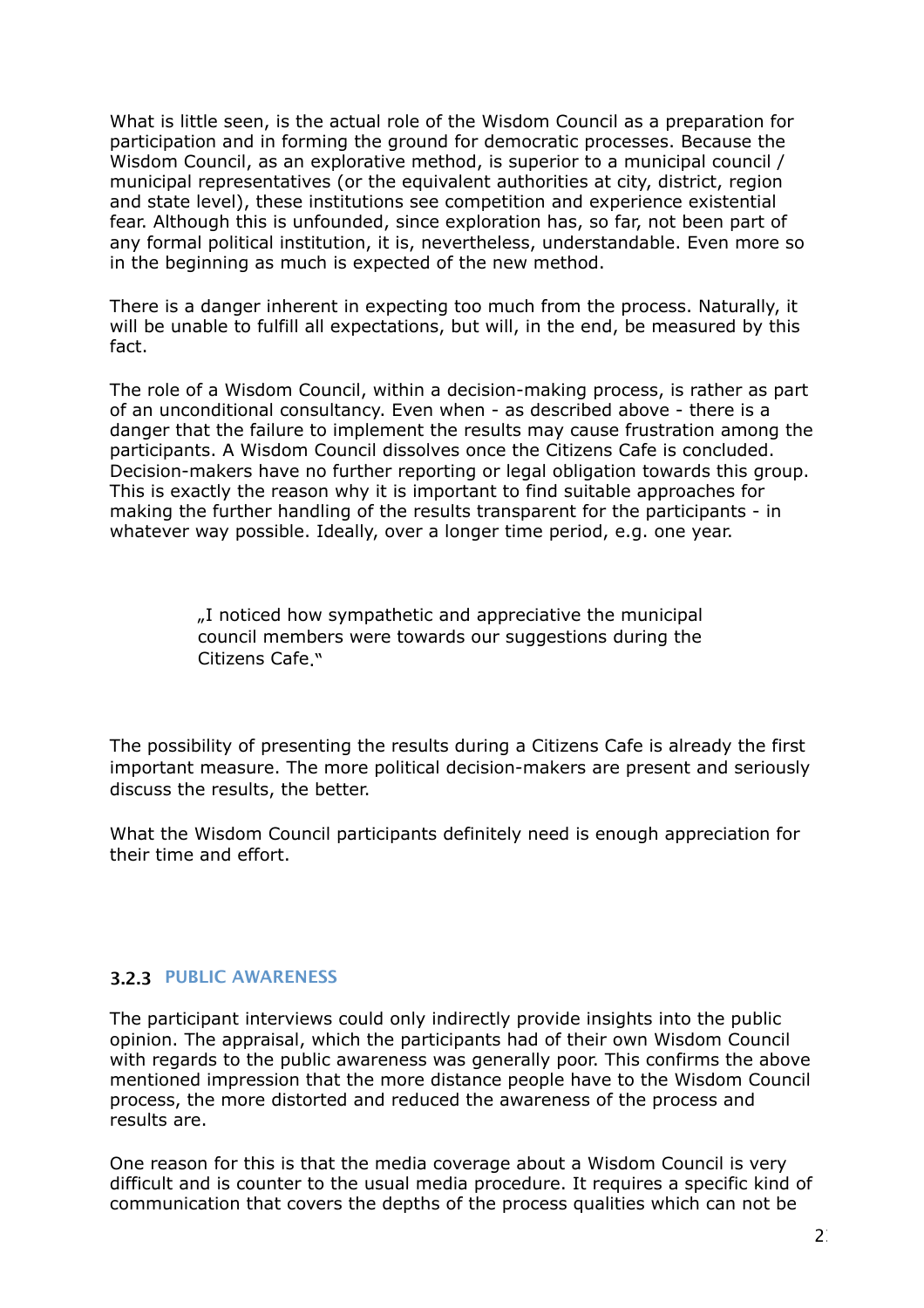What is little seen, is the actual role of the Wisdom Council as a preparation for participation and in forming the ground for democratic processes. Because the Wisdom Council, as an explorative method, is superior to a municipal council / municipal representatives (or the equivalent authorities at city, district, region and state level), these institutions see competition and experience existential fear. Although this is unfounded, since exploration has, so far, not been part of any formal political institution, it is, nevertheless, understandable. Even more so in the beginning as much is expected of the new method.

There is a danger inherent in expecting too much from the process. Naturally, it will be unable to fulfill all expectations, but will, in the end, be measured by this fact.

The role of a Wisdom Council, within a decision-making process, is rather as part of an unconditional consultancy. Even when - as described above - there is a danger that the failure to implement the results may cause frustration among the participants. A Wisdom Council dissolves once the Citizens Cafe is concluded. Decision-makers have no further reporting or legal obligation towards this group. This is exactly the reason why it is important to find suitable approaches for making the further handling of the results transparent for the participants - in whatever way possible. Ideally, over a longer time period, e.g. one year.

> „I noticed how sympathetic and appreciative the municipal council members were towards our suggestions during the Citizens Cafe."

The possibility of presenting the results during a Citizens Cafe is already the first important measure. The more political decision-makers are present and seriously discuss the results, the better.

What the Wisdom Council participants definitely need is enough appreciation for their time and effort.

### 3.2.3 PUBLIC AWARENESS

The participant interviews could only indirectly provide insights into the public opinion. The appraisal, which the participants had of their own Wisdom Council with regards to the public awareness was generally poor. This confirms the above mentioned impression that the more distance people have to the Wisdom Council process, the more distorted and reduced the awareness of the process and results are.

One reason for this is that the media coverage about a Wisdom Council is very difficult and is counter to the usual media procedure. It requires a specific kind of communication that covers the depths of the process qualities which can not be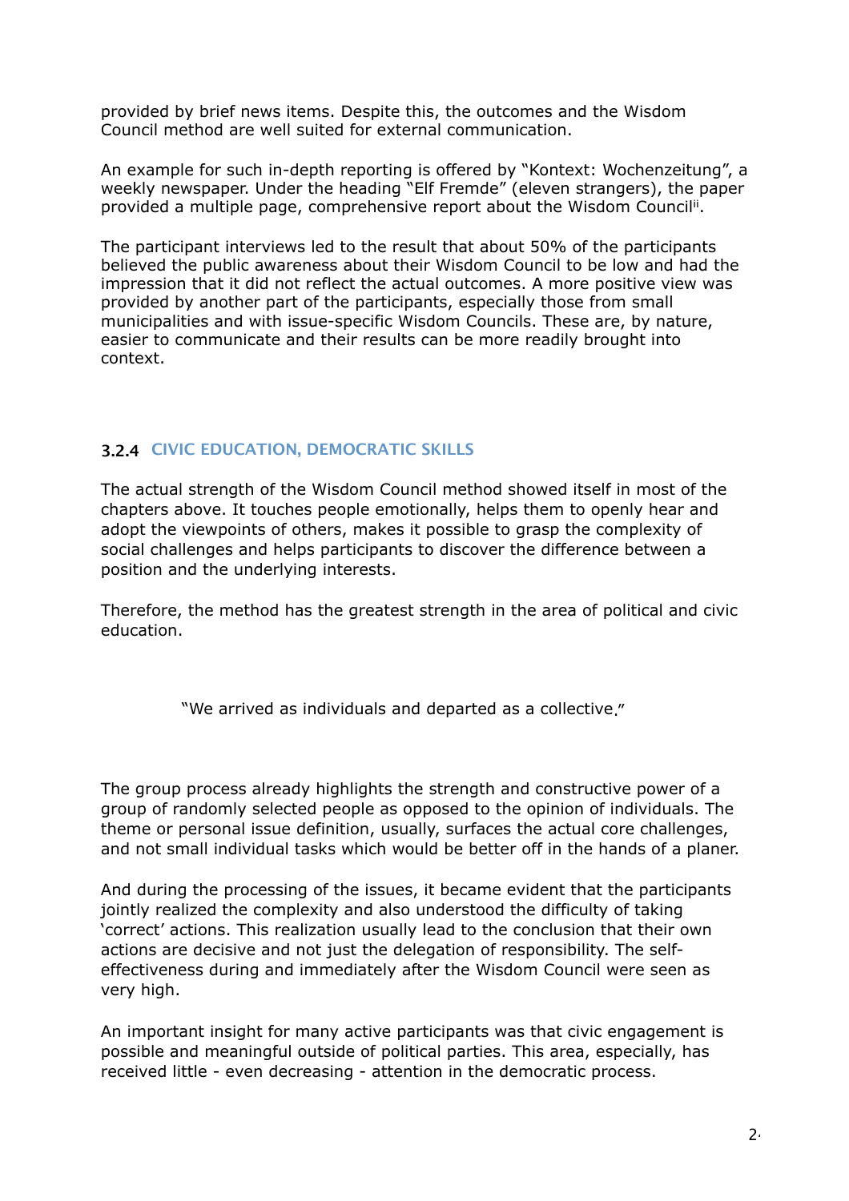provided by brief news items. Despite this, the outcomes and the Wisdom Council method are well suited for external communication.

An example for such in-depth reporting is offered by "Kontext: Wochenzeitung", a weekly newspaper. Under the heading "Elf Fremde" (eleven strangers), the paper provided a multiple page, comprehensive report about the Wisdom Council[ii].

The participant interviews led to the result that about 50% of the participants believed the public awareness about their Wisdom Council to be low and had the impression that it did not reflect the actual outcomes. A more positive view was provided by another part of the participants, especially those from small municipalities and with issue-specific Wisdom Councils. These are, by nature, easier to communicate and their results can be more readily brought into context.

### 3.2.4 CIVIC EDUCATION, DEMOCRATIC SKILLS

The actual strength of the Wisdom Council method showed itself in most of the chapters above. It touches people emotionally, helps them to openly hear and adopt the viewpoints of others, makes it possible to grasp the complexity of social challenges and helps participants to discover the difference between a position and the underlying interests.

Therefore, the method has the greatest strength in the area of political and civic education.

> "We arrived as individuals and departed as a collective."

The group process already highlights the strength and constructive power of a group of randomly selected people as opposed to the opinion of individuals. The theme or personal issue definition, usually, surfaces the actual core challenges, and not small individual tasks which would be better off in the hands of a planer.

And during the processing of the issues, it became evident that the participants jointly realized the complexity and also understood the difficulty of taking 'correct' actions. This realization usually lead to the conclusion that their own actions are decisive and not just the delegation of responsibility. The self-effectiveness during and immediately after the Wisdom Council were seen as very high.

An important insight for many active participants was that civic engagement is possible and meaningful outside of political parties. This area, especially, has received little - even decreasing - attention in the democratic process.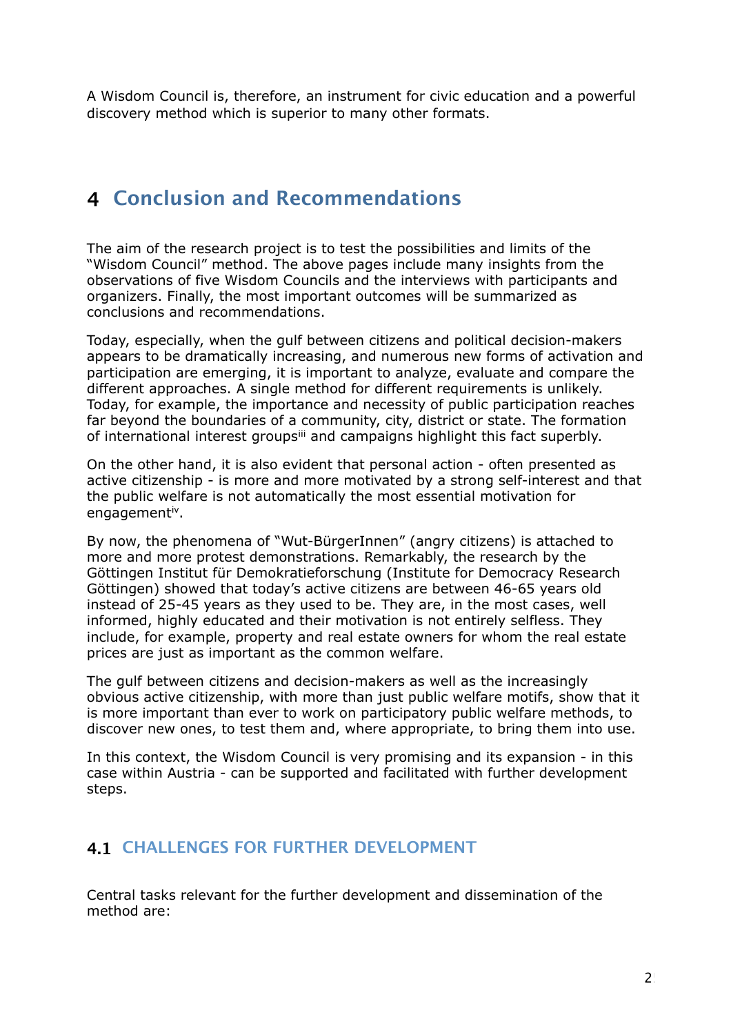A Wisdom Council is, therefore, an instrument for civic education and a powerful discovery method which is superior to many other formats.

# 4 Conclusion and Recommendations

The aim of the research project is to test the possibilities and limits of the "Wisdom Council" method. The above pages include many insights from the observations of five Wisdom Councils and the interviews with participants and organizers. Finally, the most important outcomes will be summarized as conclusions and recommendations.

Today, especially, when the gulf between citizens and political decision-makers appears to be dramatically increasing, and numerous new forms of activation and participation are emerging, it is important to analyze, evaluate and compare the different approaches. A single method for different requirements is unlikely. Today, for example, the importance and necessity of public participation reaches far beyond the boundaries of a community, city, district or state. The formation of international interest groups[iii] and campaigns highlight this fact superbly.

On the other hand, it is also evident that personal action - often presented as active citizenship - is more and more motivated by a strong self-interest and that the public welfare is not automatically the most essential motivation for engagement[iv].

By now, the phenomena of "Wut-BürgerInnen" (angry citizens) is attached to more and more protest demonstrations. Remarkably, the research by the Göttingen Institut für Demokratieforschung (Institute for Democracy Research Göttingen) showed that today's active citizens are between 46-65 years old instead of 25-45 years as they used to be. They are, in the most cases, well informed, highly educated and their motivation is not entirely selfless. They include, for example, property and real estate owners for whom the real estate prices are just as important as the common welfare.

The gulf between citizens and decision-makers as well as the increasingly obvious active citizenship, with more than just public welfare motifs, show that it is more important than ever to work on participatory public welfare methods, to discover new ones, to test them and, where appropriate, to bring them into use.

In this context, the Wisdom Council is very promising and its expansion - in this case within Austria - can be supported and facilitated with further development steps.

## 4.1 CHALLENGES FOR FURTHER DEVELOPMENT

Central tasks relevant for the further development and dissemination of the method are: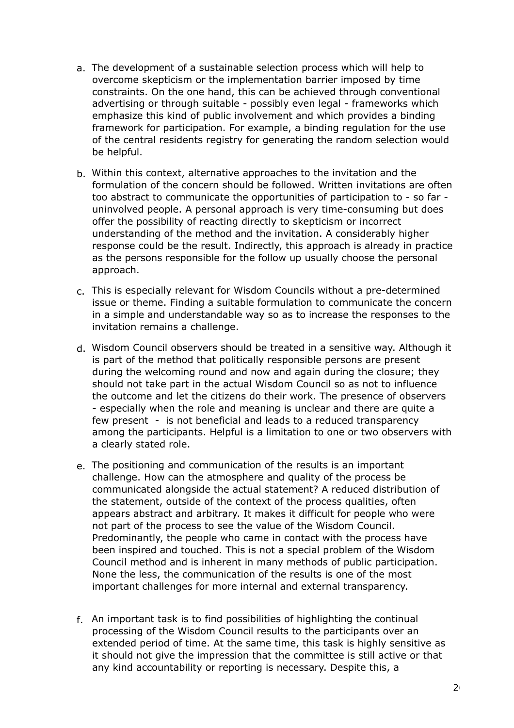a. The development of a sustainable selection process which will help to overcome skepticism or the implementation barrier imposed by time constraints. On the one hand, this can be achieved through conventional advertising or through suitable - possibly even legal - frameworks which emphasize this kind of public involvement and which provides a binding framework for participation. For example, a binding regulation for the use of the central residents registry for generating the random selection would be helpful.

b. Within this context, alternative approaches to the invitation and the formulation of the concern should be followed. Written invitations are often too abstract to communicate the opportunities of participation to - so far - uninvolved people. A personal approach is very time-consuming but does offer the possibility of reacting directly to skepticism or incorrect understanding of the method and the invitation. A considerably higher response could be the result. Indirectly, this approach is already in practice as the persons responsible for the follow up usually choose the personal approach.

c. This is especially relevant for Wisdom Councils without a pre-determined issue or theme. Finding a suitable formulation to communicate the concern in a simple and understandable way so as to increase the responses to the invitation remains a challenge.

d. Wisdom Council observers should be treated in a sensitive way. Although it is part of the method that politically responsible persons are present during the welcoming round and now and again during the closure; they should not take part in the actual Wisdom Council so as not to influence the outcome and let the citizens do their work. The presence of observers - especially when the role and meaning is unclear and there are quite a few present - is not beneficial and leads to a reduced transparency among the participants. Helpful is a limitation to one or two observers with a clearly stated role.

e. The positioning and communication of the results is an important challenge. How can the atmosphere and quality of the process be communicated alongside the actual statement? A reduced distribution of the statement, outside of the context of the process qualities, often appears abstract and arbitrary. It makes it difficult for people who were not part of the process to see the value of the Wisdom Council. Predominantly, the people who came in contact with the process have been inspired and touched. This is not a special problem of the Wisdom Council method and is inherent in many methods of public participation. None the less, the communication of the results is one of the most important challenges for more internal and external transparency.

f. An important task is to find possibilities of highlighting the continual processing of the Wisdom Council results to the participants over an extended period of time. At the same time, this task is highly sensitive as it should not give the impression that the committee is still active or that any kind accountability or reporting is necessary. Despite this, a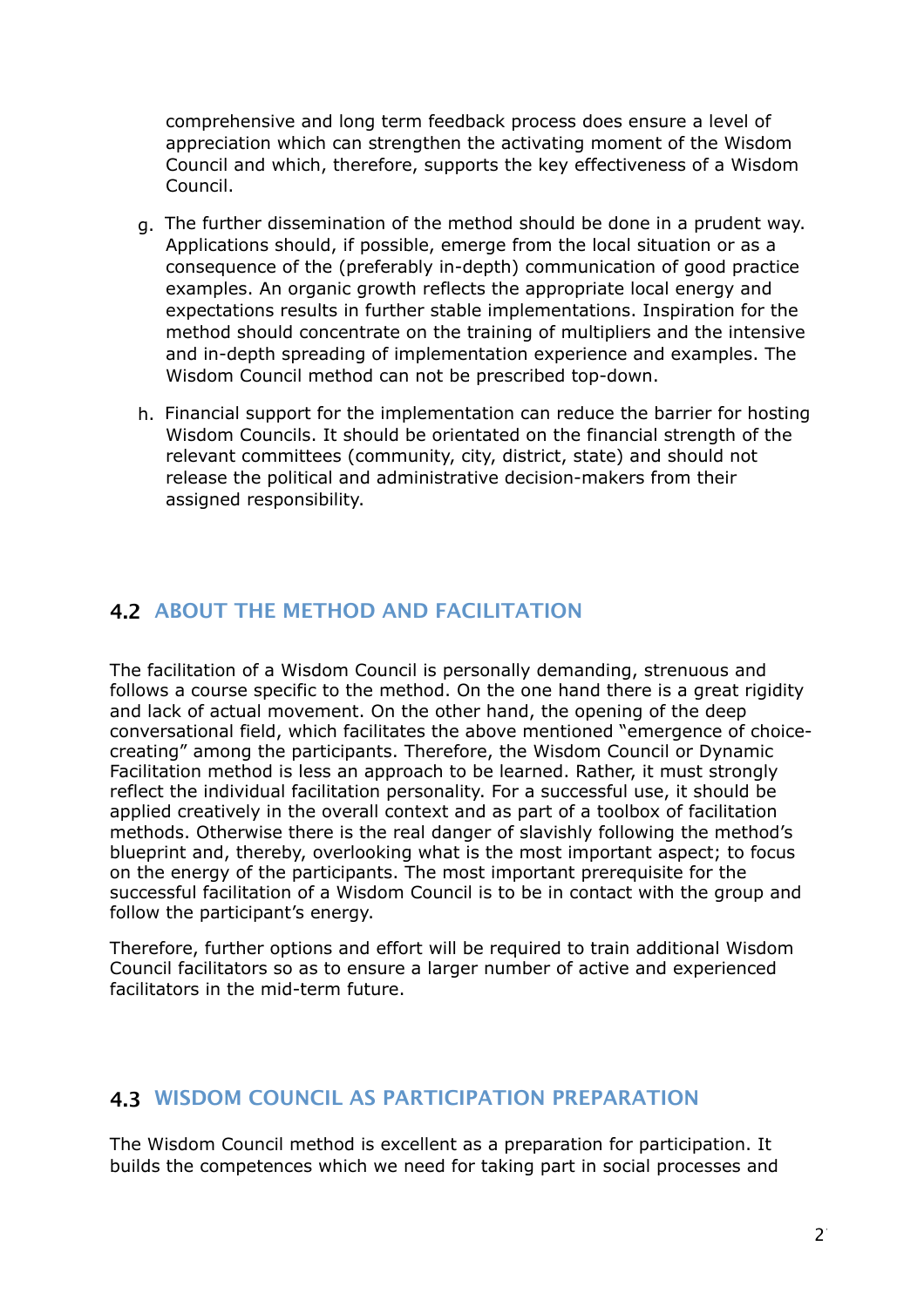comprehensive and long term feedback process does ensure a level of appreciation which can strengthen the activating moment of the Wisdom Council and which, therefore, supports the key effectiveness of a Wisdom Council.

g. The further dissemination of the method should be done in a prudent way. Applications should, if possible, emerge from the local situation or as a consequence of the (preferably in-depth) communication of good practice examples. An organic growth reflects the appropriate local energy and expectations results in further stable implementations. Inspiration for the method should concentrate on the training of multipliers and the intensive and in-depth spreading of implementation experience and examples. The Wisdom Council method can not be prescribed top-down.

h. Financial support for the implementation can reduce the barrier for hosting Wisdom Councils. It should be orientated on the financial strength of the relevant committees (community, city, district, state) and should not release the political and administrative decision-makers from their assigned responsibility.

## 4.2 ABOUT THE METHOD AND FACILITATION

The facilitation of a Wisdom Council is personally demanding, strenuous and follows a course specific to the method. On the one hand there is a great rigidity and lack of actual movement. On the other hand, the opening of the deep conversational field, which facilitates the above mentioned "emergence of choice-creating" among the participants. Therefore, the Wisdom Council or Dynamic Facilitation method is less an approach to be learned. Rather, it must strongly reflect the individual facilitation personality. For a successful use, it should be applied creatively in the overall context and as part of a toolbox of facilitation methods. Otherwise there is the real danger of slavishly following the method's blueprint and, thereby, overlooking what is the most important aspect; to focus on the energy of the participants. The most important prerequisite for the successful facilitation of a Wisdom Council is to be in contact with the group and follow the participant's energy.

Therefore, further options and effort will be required to train additional Wisdom Council facilitators so as to ensure a larger number of active and experienced facilitators in the mid-term future.

## 4.3 WISDOM COUNCIL AS PARTICIPATION PREPARATION

The Wisdom Council method is excellent as a preparation for participation. It builds the competences which we need for taking part in social processes and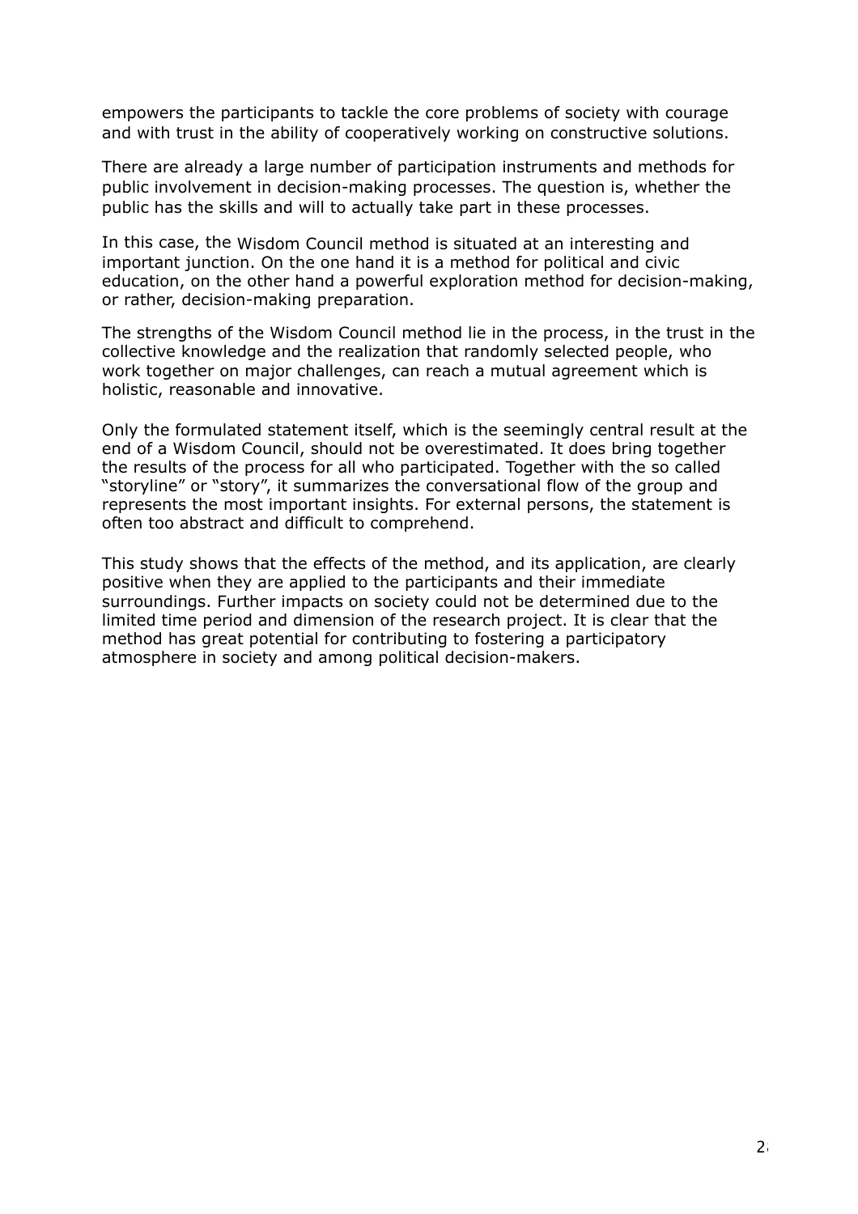empowers the participants to tackle the core problems of society with courage and with trust in the ability of cooperatively working on constructive solutions.

There are already a large number of participation instruments and methods for public involvement in decision-making processes. The question is, whether the public has the skills and will to actually take part in these processes.

In this case, the Wisdom Council method is situated at an interesting and important junction. On the one hand it is a method for political and civic education, on the other hand a powerful exploration method for decision-making, or rather, decision-making preparation.

The strengths of the Wisdom Council method lie in the process, in the trust in the collective knowledge and the realization that randomly selected people, who work together on major challenges, can reach a mutual agreement which is holistic, reasonable and innovative.

Only the formulated statement itself, which is the seemingly central result at the end of a Wisdom Council, should not be overestimated. It does bring together the results of the process for all who participated. Together with the so called "storyline" or "story", it summarizes the conversational flow of the group and represents the most important insights. For external persons, the statement is often too abstract and difficult to comprehend.

This study shows that the effects of the method, and its application, are clearly positive when they are applied to the participants and their immediate surroundings. Further impacts on society could not be determined due to the limited time period and dimension of the research project. It is clear that the method has great potential for contributing to fostering a participatory atmosphere in society and among political decision-makers.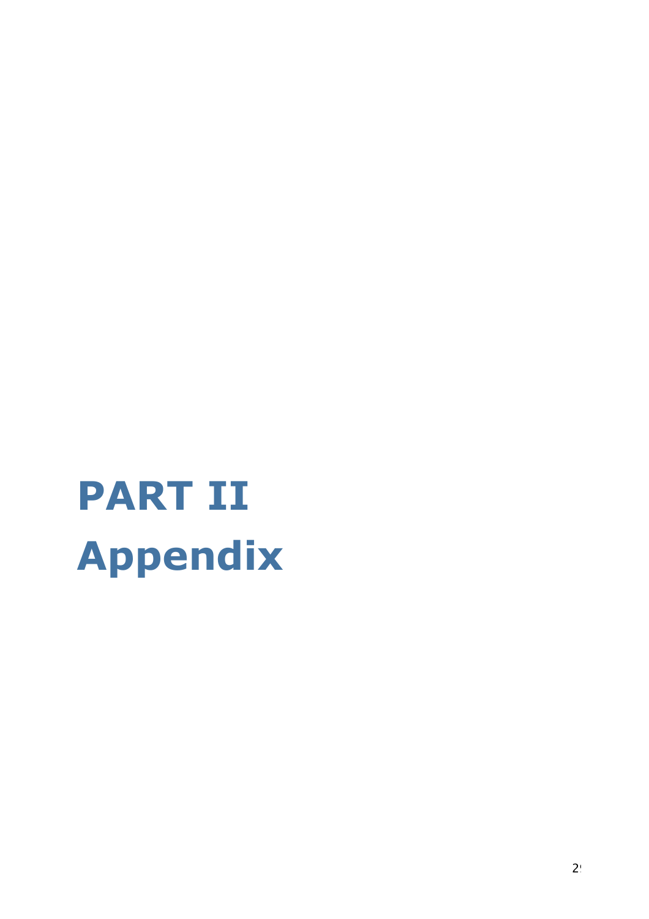# PART II
# Appendix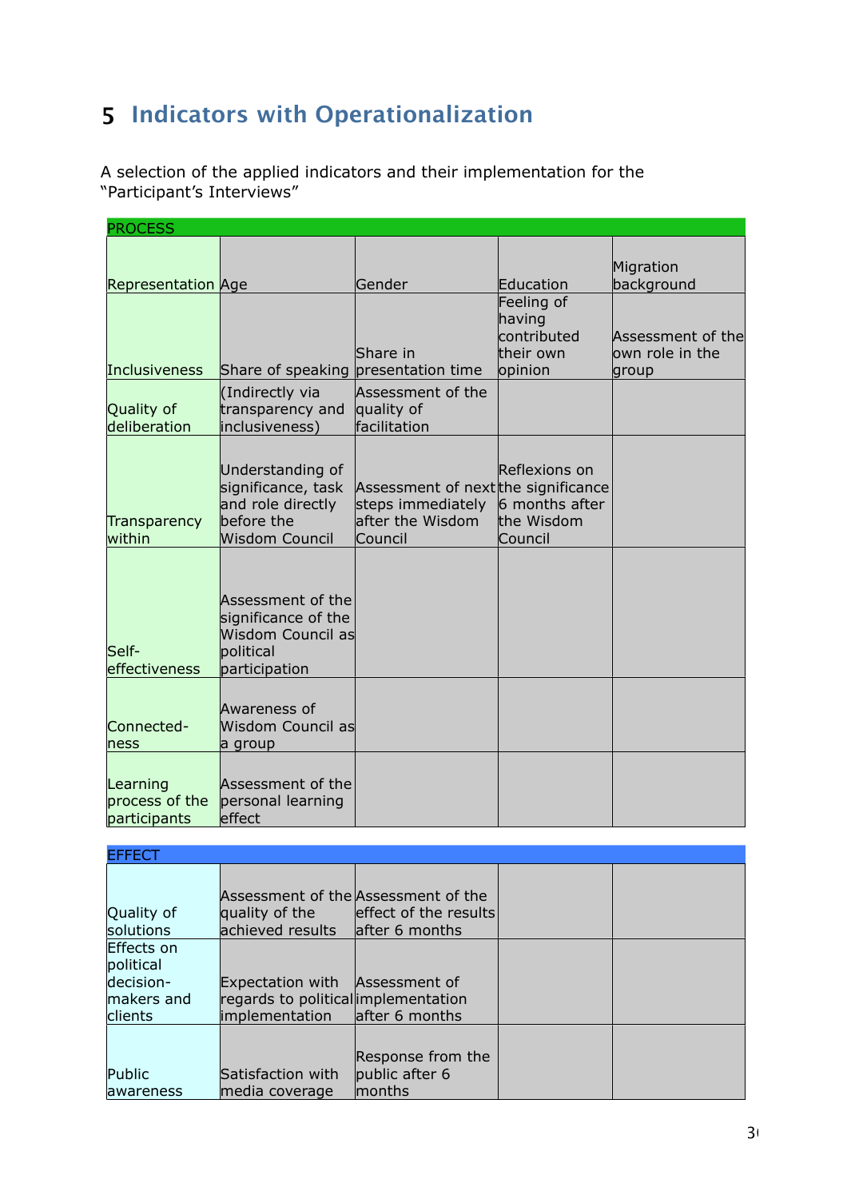# 5 Indicators with Operationalization

A selection of the applied indicators and their implementation for the "Participant's Interviews"

| PROCESS | | | | |
|---|---|---|---|---|
| Representation | Age | Gender | Education | Migration background |
| Inclusiveness | Share of speaking | Share in presentation time | Feeling of having contributed their own opinion | Assessment of the own role in the group |
| Quality of deliberation | (Indirectly via transparency and inclusiveness) | Assessment of the quality of facilitation | | |
| Transparency within | Understanding of significance, task and role directly before the Wisdom Council | Assessment of next steps immediately after the Wisdom Council | Reflexions on the significance 6 months after the Wisdom Council | |
| Self-effectiveness | Assessment of the significance of the Wisdom Council as political participation | | | |
| Connected-ness | Awareness of Wisdom Council as a group | | | |
| Learning process of the participants | Assessment of the personal learning effect | | | |

| EFFECT | | | | |
|---|---|---|---|---|
| Quality of solutions | Assessment of the quality of the achieved results | Assessment of the effect of the results after 6 months | | |
| Effects on political decision-makers and clients | Expectation with regards to political implementation | Assessment of implementation after 6 months | | |
| Public awareness | Satisfaction with media coverage | Response from the public after 6 months | | |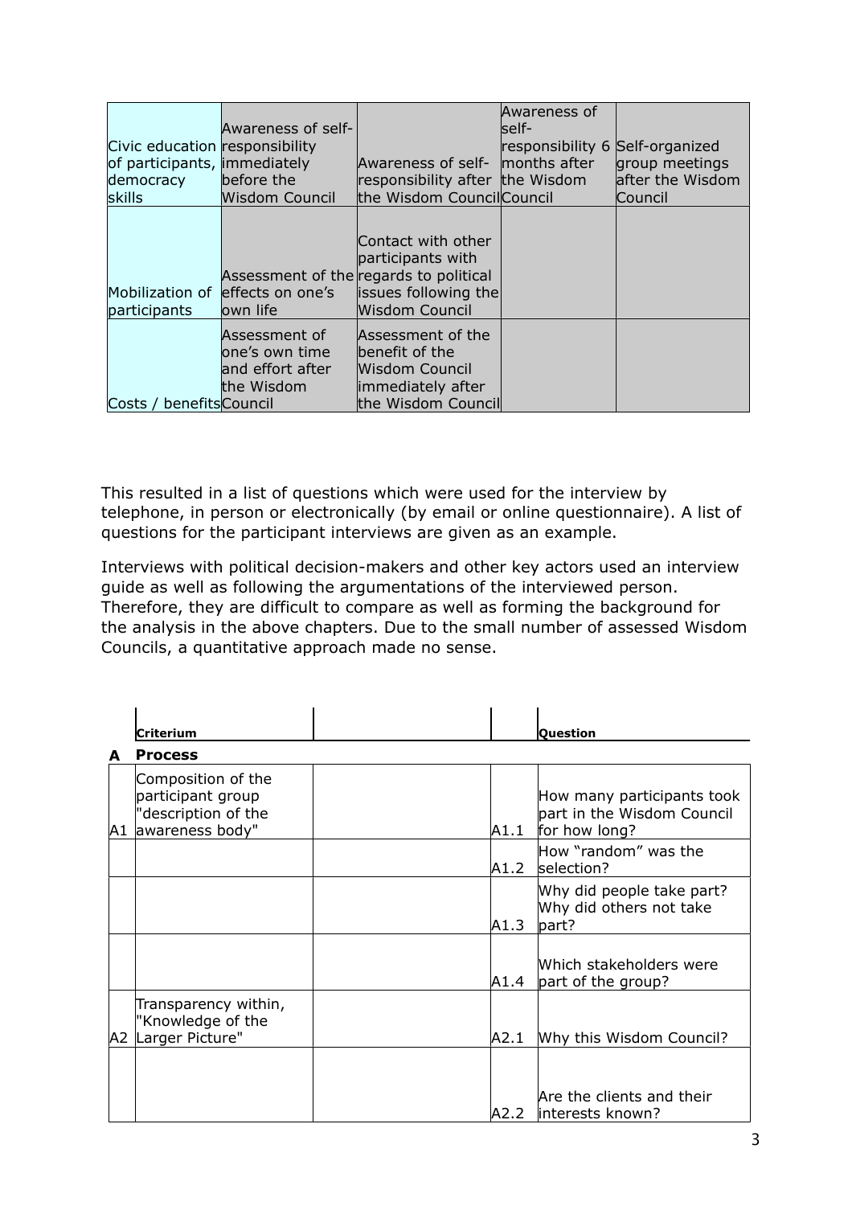| | | | | |
|---|---|---|---|---|
| Civic education of participants, democracy skills | Awareness of self-responsibility immediately before the Wisdom Council | Awareness of self-responsibility after the Wisdom Council | Awareness of self-responsibility 6 months after the Wisdom Council | Self-organized group meetings after the Wisdom Council |
| Mobilization of participants | Assessment of the effects on one's own life | Contact with other participants with regards to political issues following the Wisdom Council | | |
| Costs / benefits | Assessment of one's own time and effort after the Wisdom Council | Assessment of the benefit of the Wisdom Council immediately after the Wisdom Council | | |

This resulted in a list of questions which were used for the interview by telephone, in person or electronically (by email or online questionnaire). A list of questions for the participant interviews are given as an example.

Interviews with political decision-makers and other key actors used an interview guide as well as following the argumentations of the interviewed person. Therefore, they are difficult to compare as well as forming the background for the analysis in the above chapters. Due to the small number of assessed Wisdom Councils, a quantitative approach made no sense.

| | **Criterium** | | | **Question** |
|---|---|---|---|---|
| **A** | **Process** | | | |
| A1 | Composition of the participant group "description of the awareness body" | | A1.1 | How many participants took part in the Wisdom Council for how long? |
| | | | A1.2 | How "random" was the selection? |
| | | | A1.3 | Why did people take part? Why did others not take part? |
| | | | A1.4 | Which stakeholders were part of the group? |
| A2 | Transparency within, "Knowledge of the Larger Picture" | | A2.1 | Why this Wisdom Council? |
| | | | A2.2 | Are the clients and their interests known? |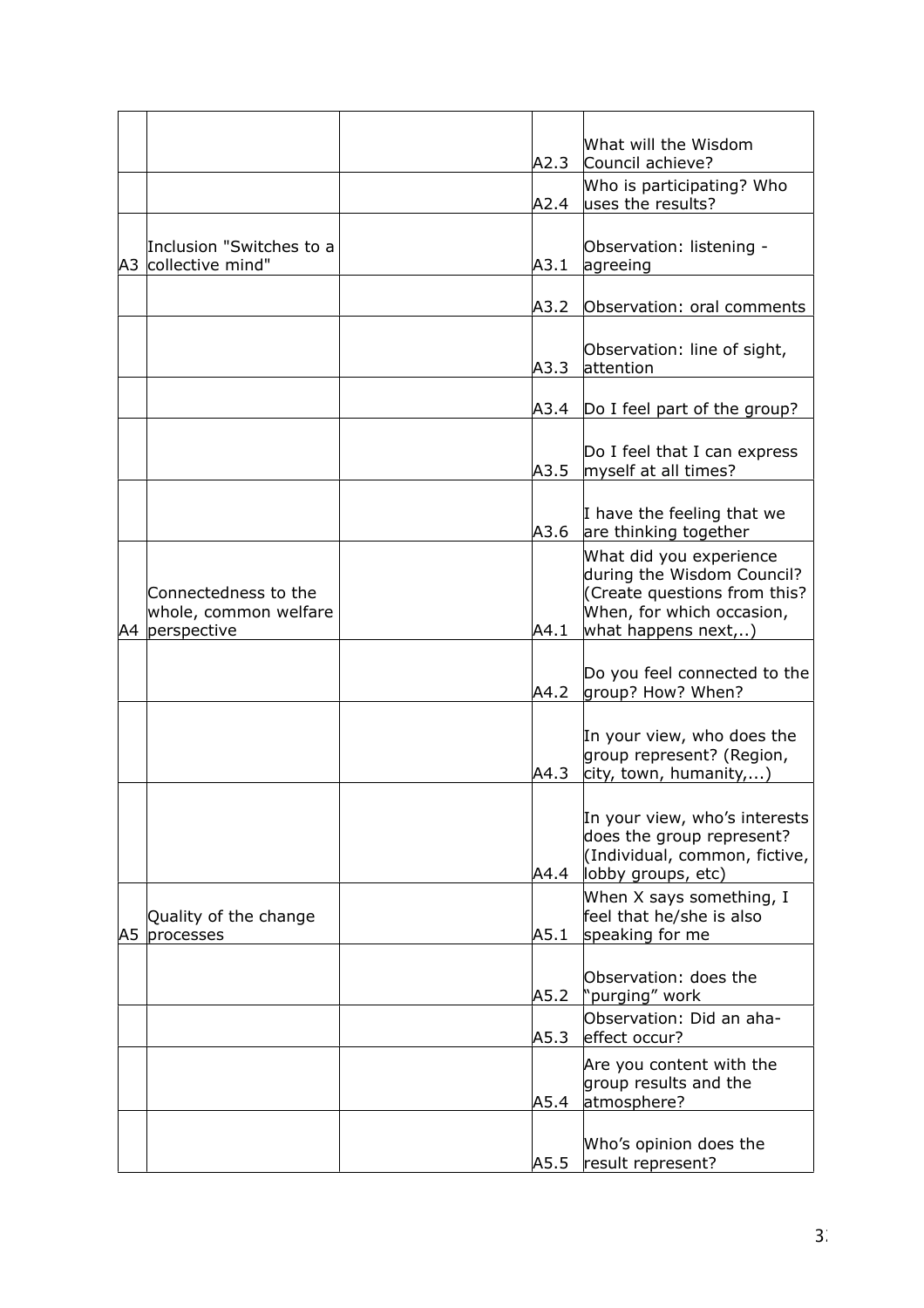| | | | | |
|---|---|---|---|---|
| | | | A2.3 | What will the Wisdom Council achieve? |
| | | | A2.4 | Who is participating? Who uses the results? |
| A3 | Inclusion "Switches to a collective mind" | | A3.1 | Observation: listening - agreeing |
| | | | A3.2 | Observation: oral comments |
| | | | A3.3 | Observation: line of sight, attention |
| | | | A3.4 | Do I feel part of the group? |
| | | | A3.5 | Do I feel that I can express myself at all times? |
| | | | A3.6 | I have the feeling that we are thinking together |
| A4 | Connectedness to the whole, common welfare perspective | | A4.1 | What did you experience during the Wisdom Council? (Create questions from this? When, for which occasion, what happens next,..) |
| | | | A4.2 | Do you feel connected to the group? How? When? |
| | | | A4.3 | In your view, who does the group represent? (Region, city, town, humanity,...) |
| | | | A4.4 | In your view, who's interests does the group represent? (Individual, common, fictive, lobby groups, etc) |
| A5 | Quality of the change processes | | A5.1 | When X says something, I feel that he/she is also speaking for me |
| | | | A5.2 | Observation: does the "purging" work |
| | | | A5.3 | Observation: Did an aha-effect occur? |
| | | | A5.4 | Are you content with the group results and the atmosphere? |
| | | | A5.5 | Who's opinion does the result represent? |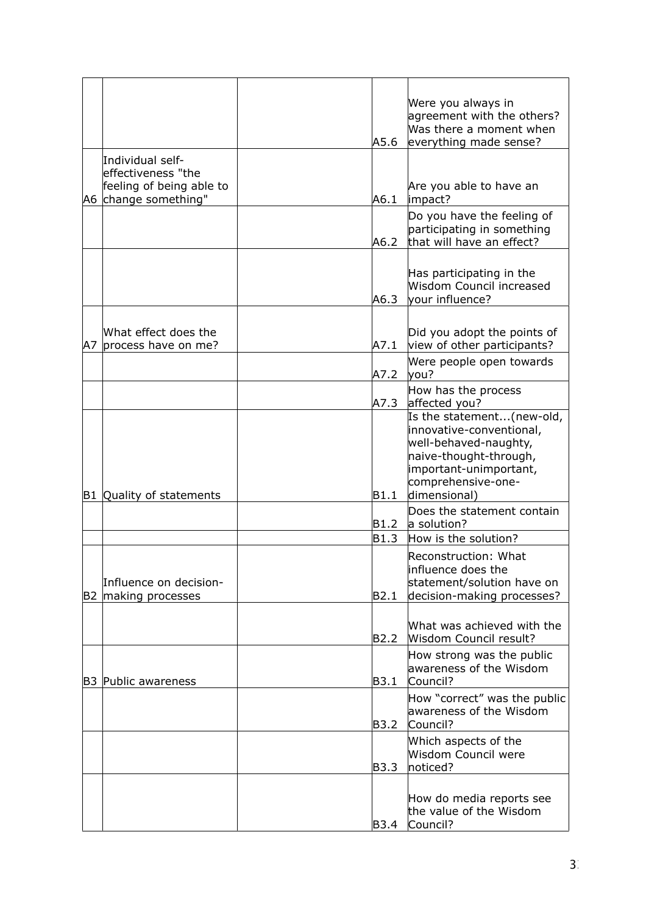| | | | | |
|---|---|---|---|---|
| | | | A5.6 | Were you always in agreement with the others? Was there a moment when everything made sense? |
| A6 | Individual self-effectiveness "the feeling of being able to change something" | | A6.1 | Are you able to have an impact? |
| | | | A6.2 | Do you have the feeling of participating in something that will have an effect? |
| | | | A6.3 | Has participating in the Wisdom Council increased your influence? |
| A7 | What effect does the process have on me? | | A7.1 | Did you adopt the points of view of other participants? |
| | | | A7.2 | Were people open towards you? |
| | | | A7.3 | How has the process affected you? |
| B1 | Quality of statements | | B1.1 | Is the statement...(new-old, innovative-conventional, well-behaved-naughty, naive-thought-through, important-unimportant, comprehensive-one-dimensional) |
| | | | B1.2 | Does the statement contain a solution? |
| | | | B1.3 | How is the solution? |
| B2 | Influence on decision-making processes | | B2.1 | Reconstruction: What influence does the statement/solution have on decision-making processes? |
| | | | B2.2 | What was achieved with the Wisdom Council result? |
| B3 | Public awareness | | B3.1 | How strong was the public awareness of the Wisdom Council? |
| | | | B3.2 | How "correct" was the public awareness of the Wisdom Council? |
| | | | B3.3 | Which aspects of the Wisdom Council were noticed? |
| | | | B3.4 | How do media reports see the value of the Wisdom Council? |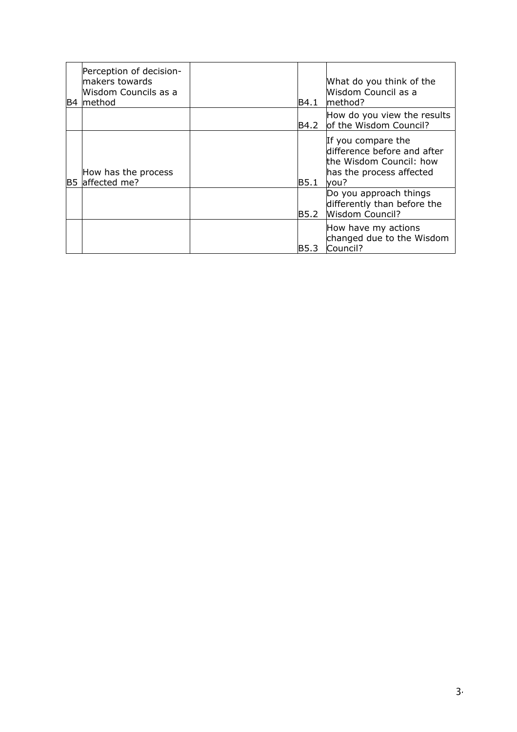| | | | | |
|---|---|---|---|---|
| B4 | Perception of decision-makers towards Wisdom Councils as a method | | B4.1 | What do you think of the Wisdom Council as a method? |
| | | | B4.2 | How do you view the results of the Wisdom Council? |
| B5 | How has the process affected me? | | B5.1 | If you compare the difference before and after the Wisdom Council: how has the process affected you? |
| | | | B5.2 | Do you approach things differently than before the Wisdom Council? |
| | | | B5.3 | How have my actions changed due to the Wisdom Council? |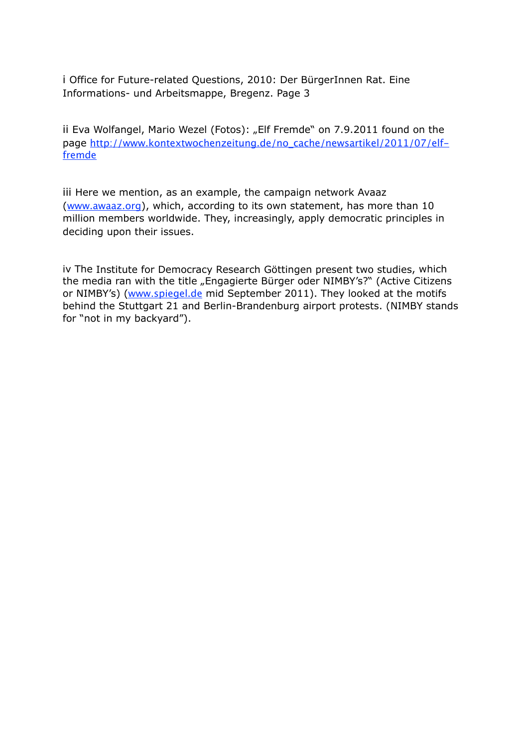i Office for Future-related Questions, 2010: Der BürgerInnen Rat. Eine Informations- und Arbeitsmappe, Bregenz. Page 3

ii Eva Wolfangel, Mario Wezel (Fotos): „Elf Fremde" on 7.9.2011 found on the page http://www.kontextwochenzeitung.de/no_cache/newsartikel/2011/07/elf-fremde

iii Here we mention, as an example, the campaign network Avaaz (www.awaaz.org), which, according to its own statement, has more than 10 million members worldwide. They, increasingly, apply democratic principles in deciding upon their issues.

iv The Institute for Democracy Research Göttingen present two studies, which the media ran with the title „Engagierte Bürger oder NIMBY's?" (Active Citizens or NIMBY's) (www.spiegel.de mid September 2011). They looked at the motifs behind the Stuttgart 21 and Berlin-Brandenburg airport protests. (NIMBY stands for "not in my backyard").